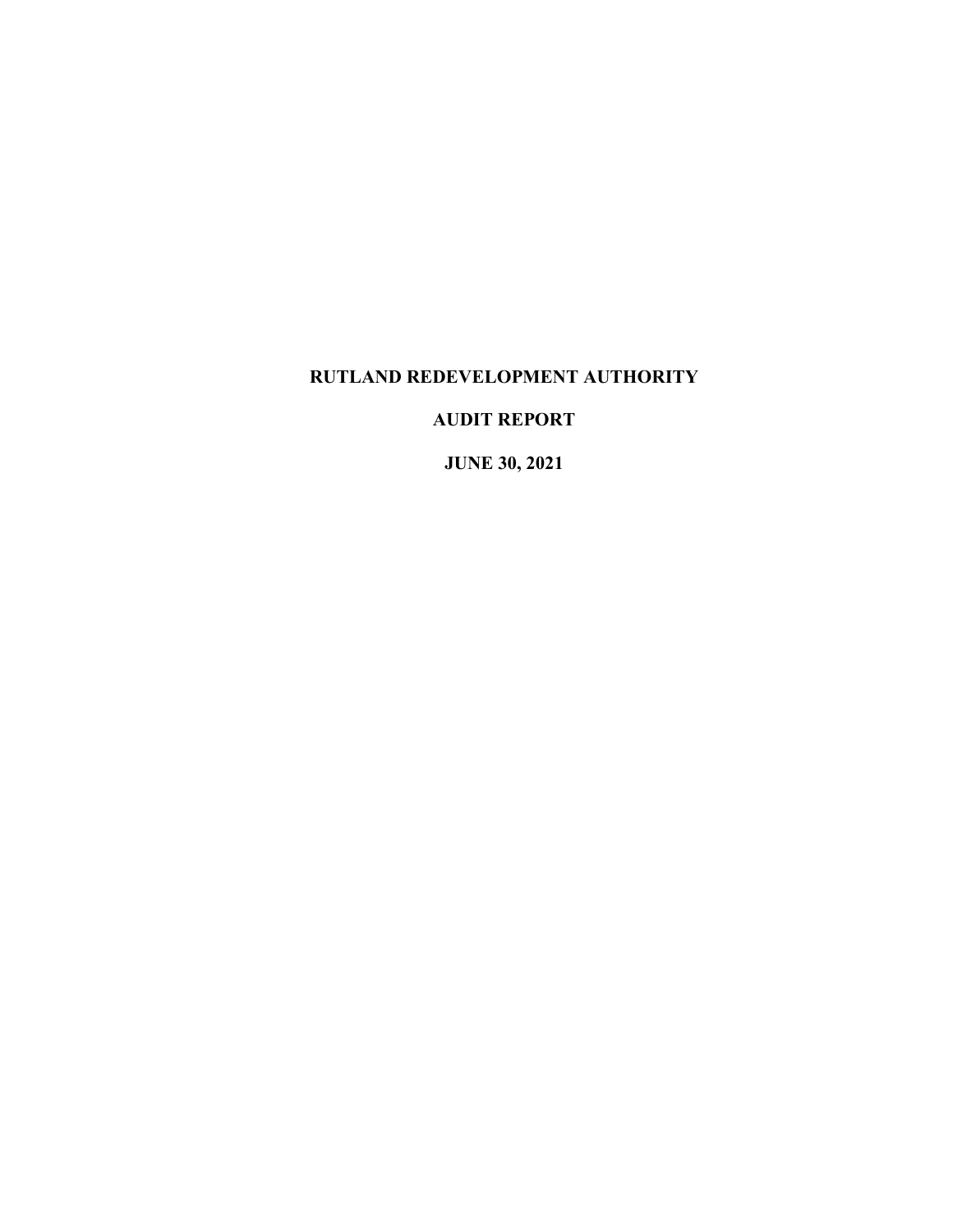# RUTLAND REDEVELOPMENT AUTHORITY

## AUDIT REPORT

## JUNE 30, 2021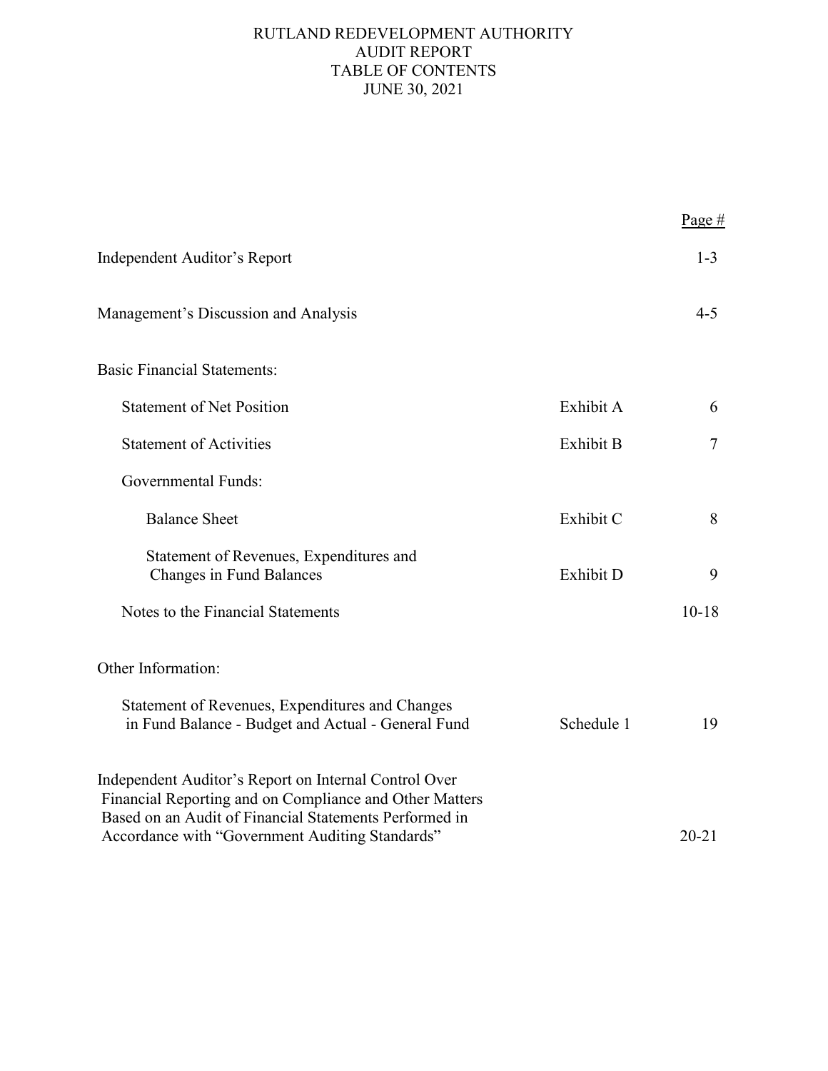# RUTLAND REDEVELOPMENT AUTHORITY
## AUDIT REPORT
## TABLE OF CONTENTS
## JUNE 30, 2021

| | | Page # |
|---|---|---|
| Independent Auditor's Report | | 1-3 |
| Management's Discussion and Analysis | | 4-5 |
| Basic Financial Statements: | | |
| Statement of Net Position | Exhibit A | 6 |
| Statement of Activities | Exhibit B | 7 |
| Governmental Funds: | | |
| Balance Sheet | Exhibit C | 8 |
| Statement of Revenues, Expenditures and Changes in Fund Balances | Exhibit D | 9 |
| Notes to the Financial Statements | | 10-18 |
| Other Information: | | |
| Statement of Revenues, Expenditures and Changes in Fund Balance - Budget and Actual - General Fund | Schedule 1 | 19 |
| Independent Auditor's Report on Internal Control Over Financial Reporting and on Compliance and Other Matters Based on an Audit of Financial Statements Performed in Accordance with "Government Auditing Standards" | | 20-21 |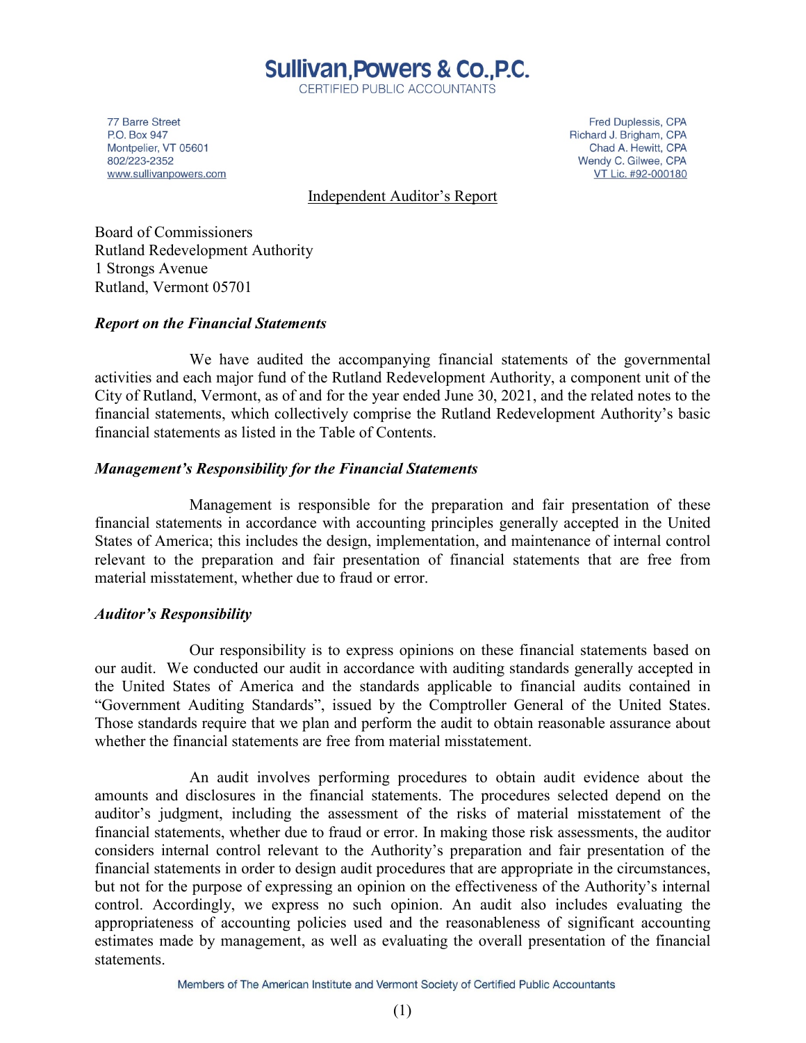# Sullivan, Powers & Co., P.C.

CERTIFIED PUBLIC ACCOUNTANTS

77 Barre Street
P.O. Box 947
Montpelier, VT 05601
802/223-2352
www.sullivanpowers.com

Fred Duplessis, CPA
Richard J. Brigham, CPA
Chad A. Hewitt, CPA
Wendy C. Gilwee, CPA
VT Lic. #92-000180

## Independent Auditor's Report

Board of Commissioners
Rutland Redevelopment Authority
1 Strongs Avenue
Rutland, Vermont 05701

### *Report on the Financial Statements*

We have audited the accompanying financial statements of the governmental activities and each major fund of the Rutland Redevelopment Authority, a component unit of the City of Rutland, Vermont, as of and for the year ended June 30, 2021, and the related notes to the financial statements, which collectively comprise the Rutland Redevelopment Authority's basic financial statements as listed in the Table of Contents.

### *Management's Responsibility for the Financial Statements*

Management is responsible for the preparation and fair presentation of these financial statements in accordance with accounting principles generally accepted in the United States of America; this includes the design, implementation, and maintenance of internal control relevant to the preparation and fair presentation of financial statements that are free from material misstatement, whether due to fraud or error.

### *Auditor's Responsibility*

Our responsibility is to express opinions on these financial statements based on our audit. We conducted our audit in accordance with auditing standards generally accepted in the United States of America and the standards applicable to financial audits contained in "Government Auditing Standards", issued by the Comptroller General of the United States. Those standards require that we plan and perform the audit to obtain reasonable assurance about whether the financial statements are free from material misstatement.

An audit involves performing procedures to obtain audit evidence about the amounts and disclosures in the financial statements. The procedures selected depend on the auditor's judgment, including the assessment of the risks of material misstatement of the financial statements, whether due to fraud or error. In making those risk assessments, the auditor considers internal control relevant to the Authority's preparation and fair presentation of the financial statements in order to design audit procedures that are appropriate in the circumstances, but not for the purpose of expressing an opinion on the effectiveness of the Authority's internal control. Accordingly, we express no such opinion. An audit also includes evaluating the appropriateness of accounting policies used and the reasonableness of significant accounting estimates made by management, as well as evaluating the overall presentation of the financial statements.

Members of The American Institute and Vermont Society of Certified Public Accountants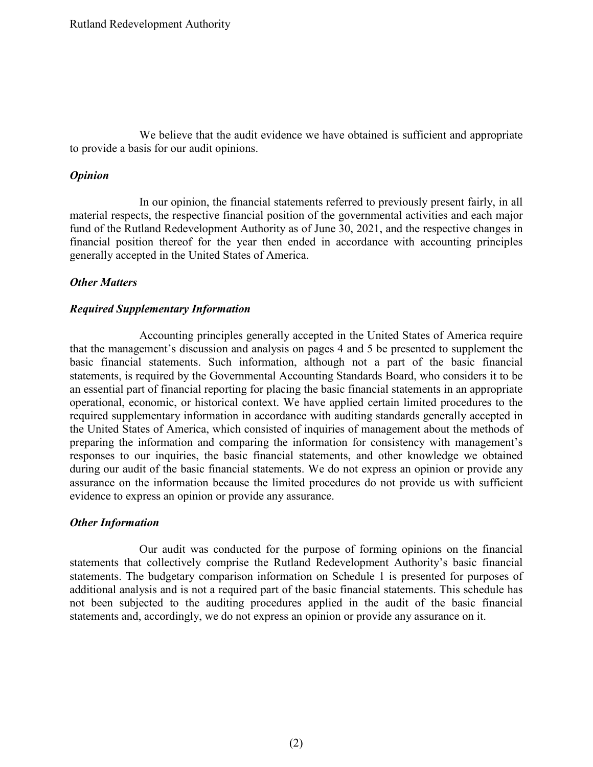We believe that the audit evidence we have obtained is sufficient and appropriate to provide a basis for our audit opinions.

### *Opinion*

In our opinion, the financial statements referred to previously present fairly, in all material respects, the respective financial position of the governmental activities and each major fund of the Rutland Redevelopment Authority as of June 30, 2021, and the respective changes in financial position thereof for the year then ended in accordance with accounting principles generally accepted in the United States of America.

### *Other Matters*

### *Required Supplementary Information*

Accounting principles generally accepted in the United States of America require that the management's discussion and analysis on pages 4 and 5 be presented to supplement the basic financial statements. Such information, although not a part of the basic financial statements, is required by the Governmental Accounting Standards Board, who considers it to be an essential part of financial reporting for placing the basic financial statements in an appropriate operational, economic, or historical context. We have applied certain limited procedures to the required supplementary information in accordance with auditing standards generally accepted in the United States of America, which consisted of inquiries of management about the methods of preparing the information and comparing the information for consistency with management's responses to our inquiries, the basic financial statements, and other knowledge we obtained during our audit of the basic financial statements. We do not express an opinion or provide any assurance on the information because the limited procedures do not provide us with sufficient evidence to express an opinion or provide any assurance.

### *Other Information*

Our audit was conducted for the purpose of forming opinions on the financial statements that collectively comprise the Rutland Redevelopment Authority's basic financial statements. The budgetary comparison information on Schedule 1 is presented for purposes of additional analysis and is not a required part of the basic financial statements. This schedule has not been subjected to the auditing procedures applied in the audit of the basic financial statements and, accordingly, we do not express an opinion or provide any assurance on it.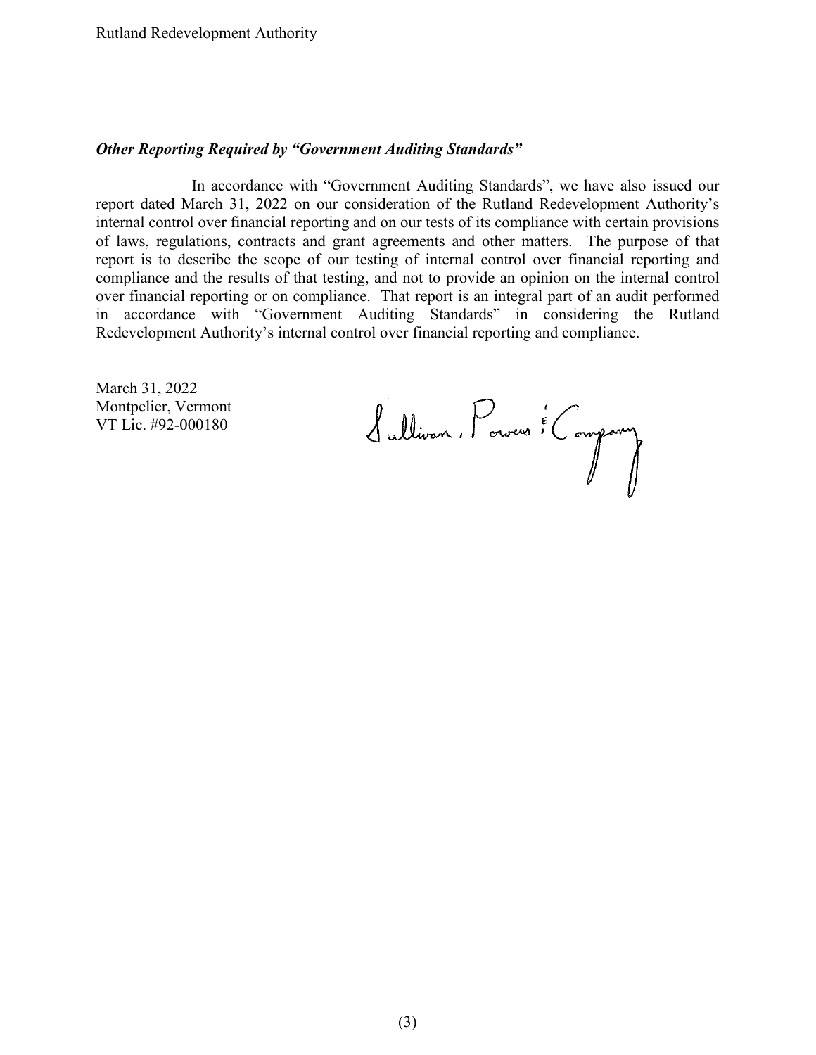### *Other Reporting Required by "Government Auditing Standards"*

In accordance with "Government Auditing Standards", we have also issued our report dated March 31, 2022 on our consideration of the Rutland Redevelopment Authority's internal control over financial reporting and on our tests of its compliance with certain provisions of laws, regulations, contracts and grant agreements and other matters. The purpose of that report is to describe the scope of our testing of internal control over financial reporting and compliance and the results of that testing, and not to provide an opinion on the internal control over financial reporting or on compliance. That report is an integral part of an audit performed in accordance with "Government Auditing Standards" in considering the Rutland Redevelopment Authority's internal control over financial reporting and compliance.

March 31, 2022
Montpelier, Vermont
VT Lic. #92-000180

Sullivan, Powers & Company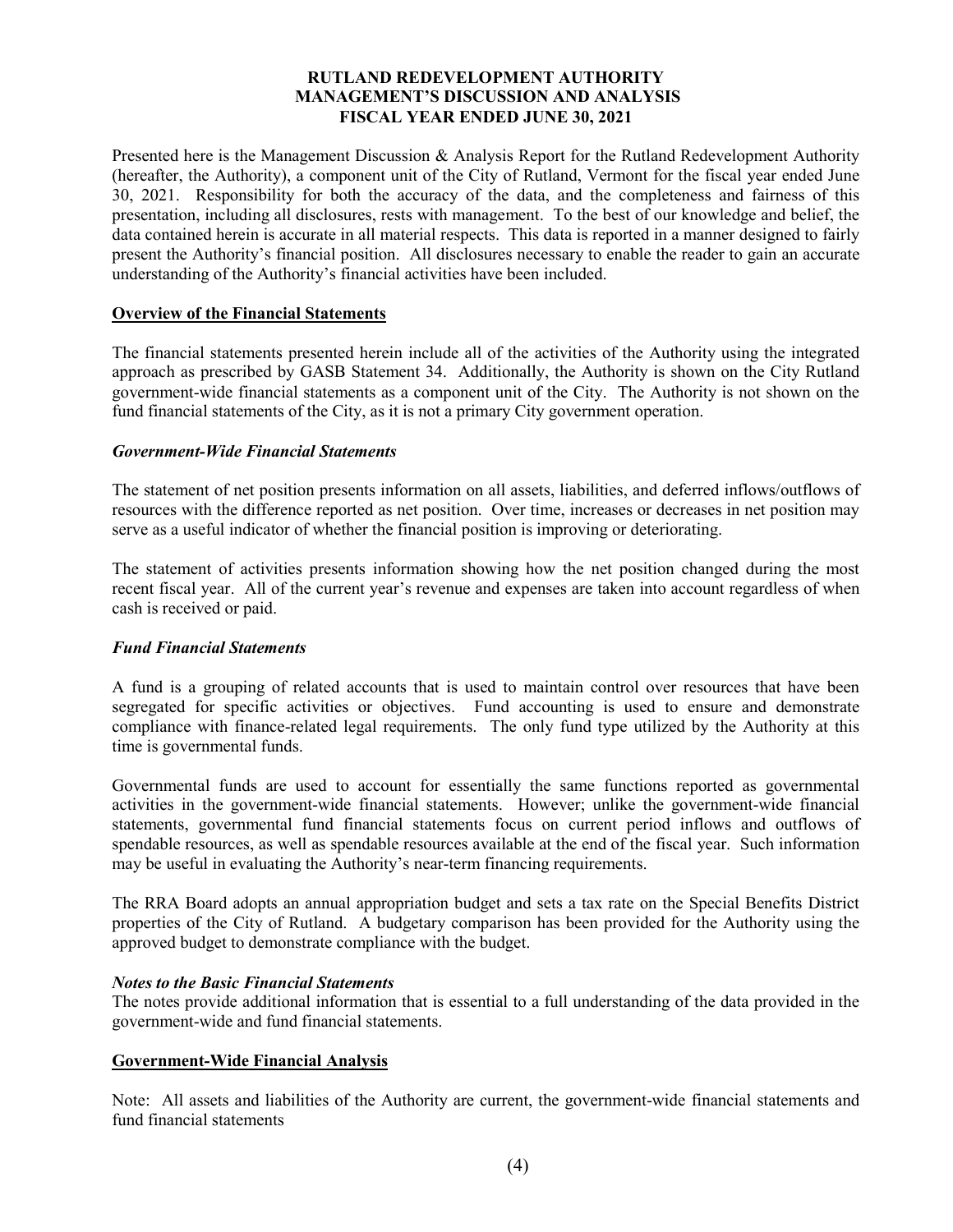# RUTLAND REDEVELOPMENT AUTHORITY
## MANAGEMENT'S DISCUSSION AND ANALYSIS
## FISCAL YEAR ENDED JUNE 30, 2021

Presented here is the Management Discussion & Analysis Report for the Rutland Redevelopment Authority (hereafter, the Authority), a component unit of the City of Rutland, Vermont for the fiscal year ended June 30, 2021. Responsibility for both the accuracy of the data, and the completeness and fairness of this presentation, including all disclosures, rests with management. To the best of our knowledge and belief, the data contained herein is accurate in all material respects. This data is reported in a manner designed to fairly present the Authority's financial position. All disclosures necessary to enable the reader to gain an accurate understanding of the Authority's financial activities have been included.

**Overview of the Financial Statements**

The financial statements presented herein include all of the activities of the Authority using the integrated approach as prescribed by GASB Statement 34. Additionally, the Authority is shown on the City Rutland government-wide financial statements as a component unit of the City. The Authority is not shown on the fund financial statements of the City, as it is not a primary City government operation.

***Government-Wide Financial Statements***

The statement of net position presents information on all assets, liabilities, and deferred inflows/outflows of resources with the difference reported as net position. Over time, increases or decreases in net position may serve as a useful indicator of whether the financial position is improving or deteriorating.

The statement of activities presents information showing how the net position changed during the most recent fiscal year. All of the current year's revenue and expenses are taken into account regardless of when cash is received or paid.

***Fund Financial Statements***

A fund is a grouping of related accounts that is used to maintain control over resources that have been segregated for specific activities or objectives. Fund accounting is used to ensure and demonstrate compliance with finance-related legal requirements. The only fund type utilized by the Authority at this time is governmental funds.

Governmental funds are used to account for essentially the same functions reported as governmental activities in the government-wide financial statements. However; unlike the government-wide financial statements, governmental fund financial statements focus on current period inflows and outflows of spendable resources, as well as spendable resources available at the end of the fiscal year. Such information may be useful in evaluating the Authority's near-term financing requirements.

The RRA Board adopts an annual appropriation budget and sets a tax rate on the Special Benefits District properties of the City of Rutland. A budgetary comparison has been provided for the Authority using the approved budget to demonstrate compliance with the budget.

***Notes to the Basic Financial Statements***

The notes provide additional information that is essential to a full understanding of the data provided in the government-wide and fund financial statements.

**Government-Wide Financial Analysis**

Note: All assets and liabilities of the Authority are current, the government-wide financial statements and fund financial statements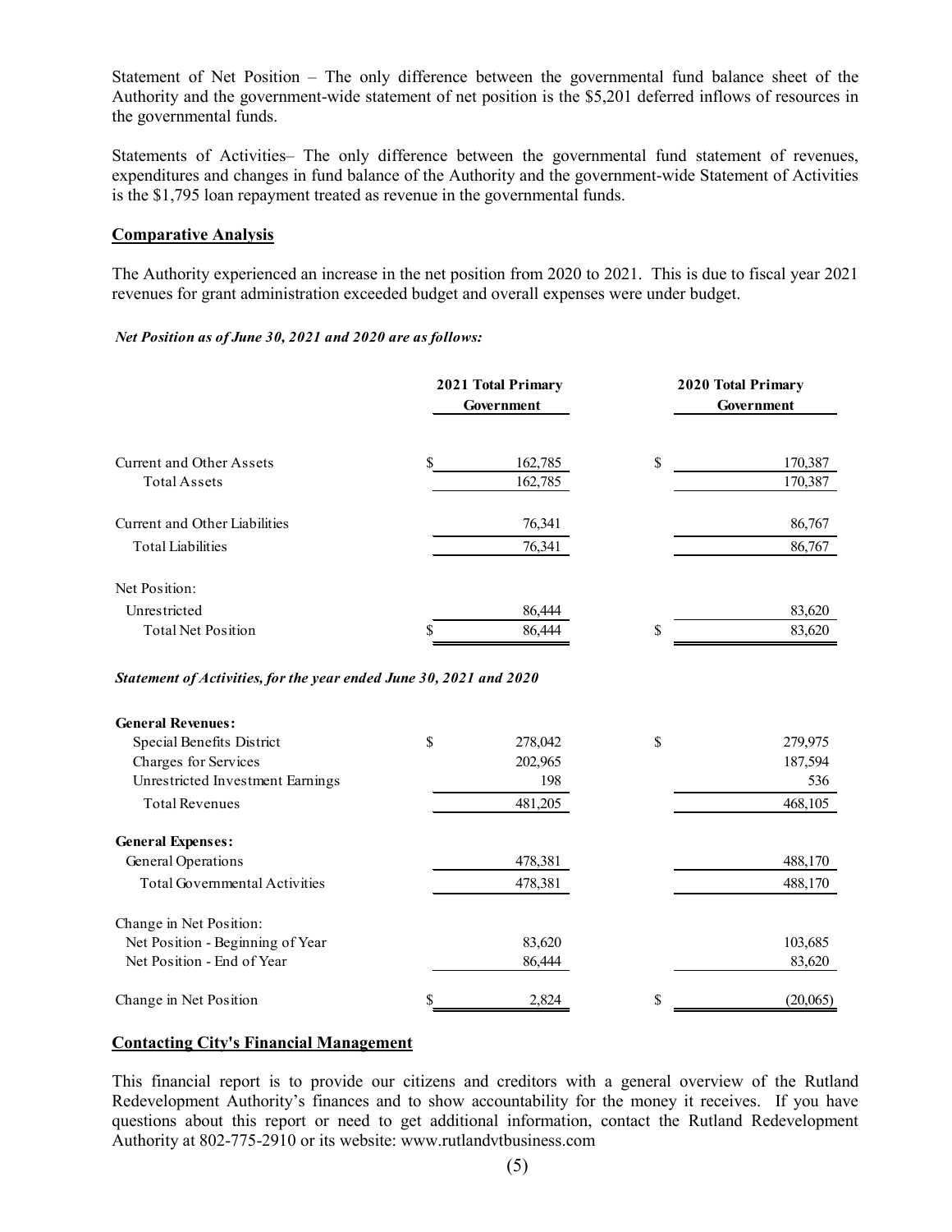Statement of Net Position – The only difference between the governmental fund balance sheet of the Authority and the government-wide statement of net position is the $5,201 deferred inflows of resources in the governmental funds.

Statements of Activities– The only difference between the governmental fund statement of revenues, expenditures and changes in fund balance of the Authority and the government-wide Statement of Activities is the $1,795 loan repayment treated as revenue in the governmental funds.

## Comparative Analysis

The Authority experienced an increase in the net position from 2020 to 2021. This is due to fiscal year 2021 revenues for grant administration exceeded budget and overall expenses were under budget.

***Net Position as of June 30, 2021 and 2020 are as follows:***

| | 2021 Total Primary Government | 2020 Total Primary Government |
|---|---|---|
| Current and Other Assets | $ 162,785 | $ 170,387 |
| Total Assets | 162,785 | 170,387 |
| Current and Other Liabilities | 76,341 | 86,767 |
| Total Liabilities | 76,341 | 86,767 |
| Net Position: | | |
| Unrestricted | 86,444 | 83,620 |
| Total Net Position | $ 86,444 | $ 83,620 |

***Statement of Activities, for the year ended June 30, 2021 and 2020***

| | 2021 | 2020 |
|---|---|---|
| **General Revenues:** | | |
| Special Benefits District | $ 278,042 | $ 279,975 |
| Charges for Services | 202,965 | 187,594 |
| Unrestricted Investment Earnings | 198 | 536 |
| Total Revenues | 481,205 | 468,105 |
| **General Expenses:** | | |
| General Operations | 478,381 | 488,170 |
| Total Governmental Activities | 478,381 | 488,170 |
| Change in Net Position: | | |
| Net Position - Beginning of Year | 83,620 | 103,685 |
| Net Position - End of Year | 86,444 | 83,620 |
| Change in Net Position | $ 2,824 | $ (20,065) |

## Contacting City's Financial Management

This financial report is to provide our citizens and creditors with a general overview of the Rutland Redevelopment Authority's finances and to show accountability for the money it receives. If you have questions about this report or need to get additional information, contact the Rutland Redevelopment Authority at 802-775-2910 or its website: www.rutlandvtbusiness.com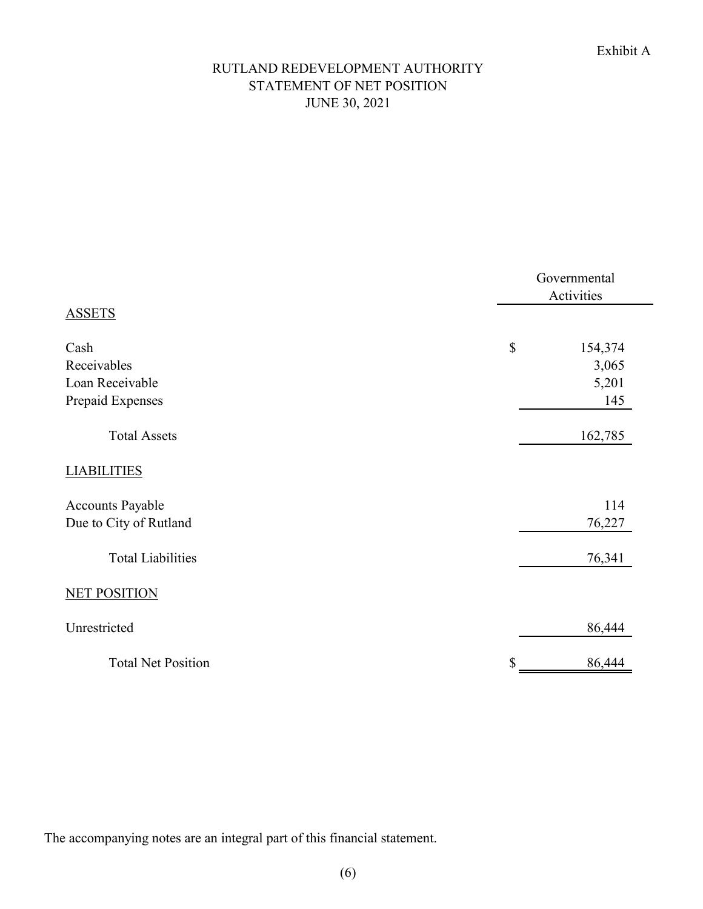Exhibit A

# RUTLAND REDEVELOPMENT AUTHORITY
## STATEMENT OF NET POSITION
### JUNE 30, 2021

| | Governmental Activities |
|---|---|
| ASSETS | |
| Cash | $ 154,374 |
| Receivables | 3,065 |
| Loan Receivable | 5,201 |
| Prepaid Expenses | 145 |
| Total Assets | 162,785 |
| LIABILITIES | |
| Accounts Payable | 114 |
| Due to City of Rutland | 76,227 |
| Total Liabilities | 76,341 |
| NET POSITION | |
| Unrestricted | 86,444 |
| Total Net Position | $ 86,444 |

The accompanying notes are an integral part of this financial statement.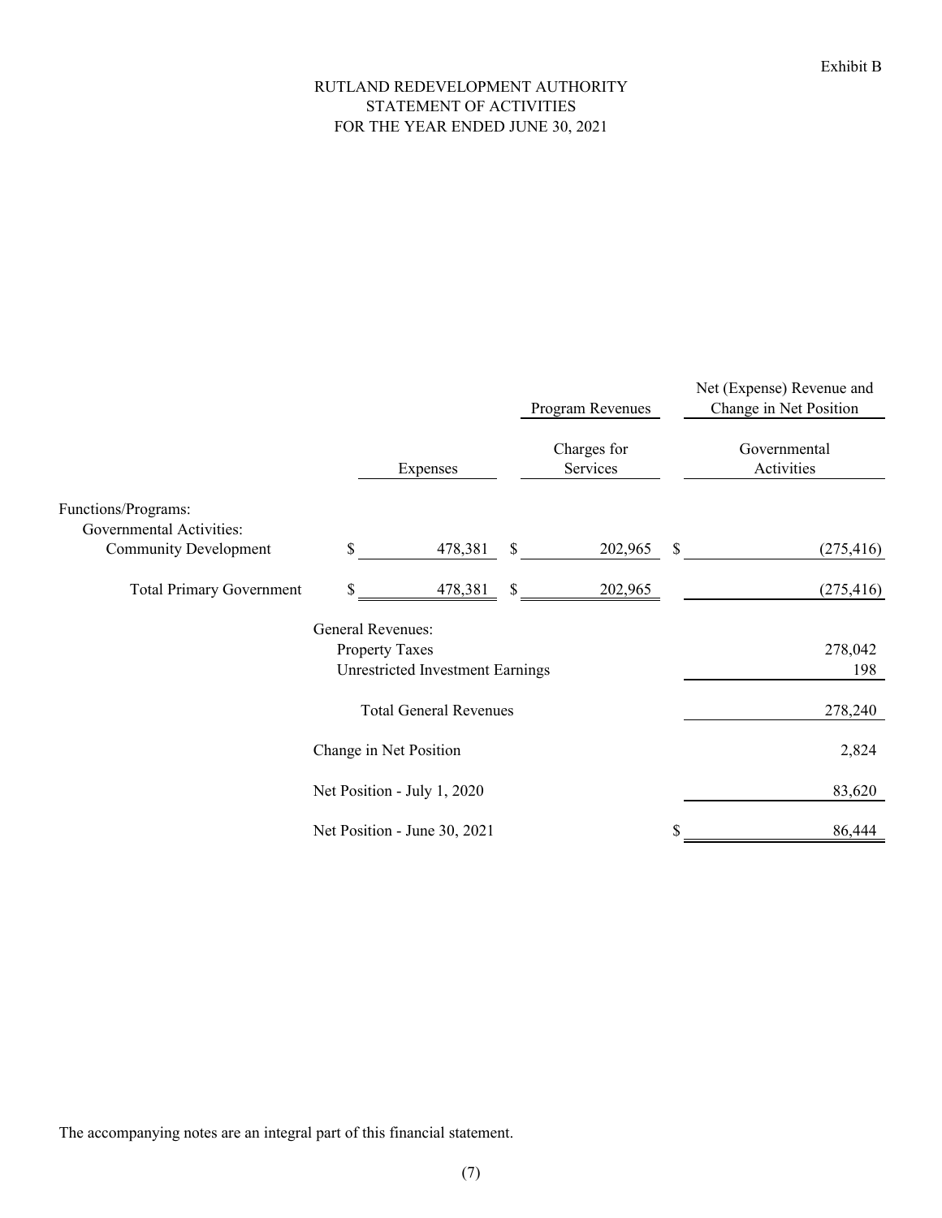Exhibit B

# RUTLAND REDEVELOPMENT AUTHORITY
## STATEMENT OF ACTIVITIES
## FOR THE YEAR ENDED JUNE 30, 2021

| | | Program Revenues | Net (Expense) Revenue and Change in Net Position |
|---|---|---|---|
| | Expenses | Charges for Services | Governmental Activities |
| Functions/Programs: | | | |
| Governmental Activities: | | | |
| Community Development | $ 478,381 | $ 202,965 | $ (275,416) |
| Total Primary Government | $ 478,381 | $ 202,965 | (275,416) |
| General Revenues: | | | |
| Property Taxes | | | 278,042 |
| Unrestricted Investment Earnings | | | 198 |
| Total General Revenues | | | 278,240 |
| Change in Net Position | | | 2,824 |
| Net Position - July 1, 2020 | | | 83,620 |
| Net Position - June 30, 2021 | | | $ 86,444 |

The accompanying notes are an integral part of this financial statement.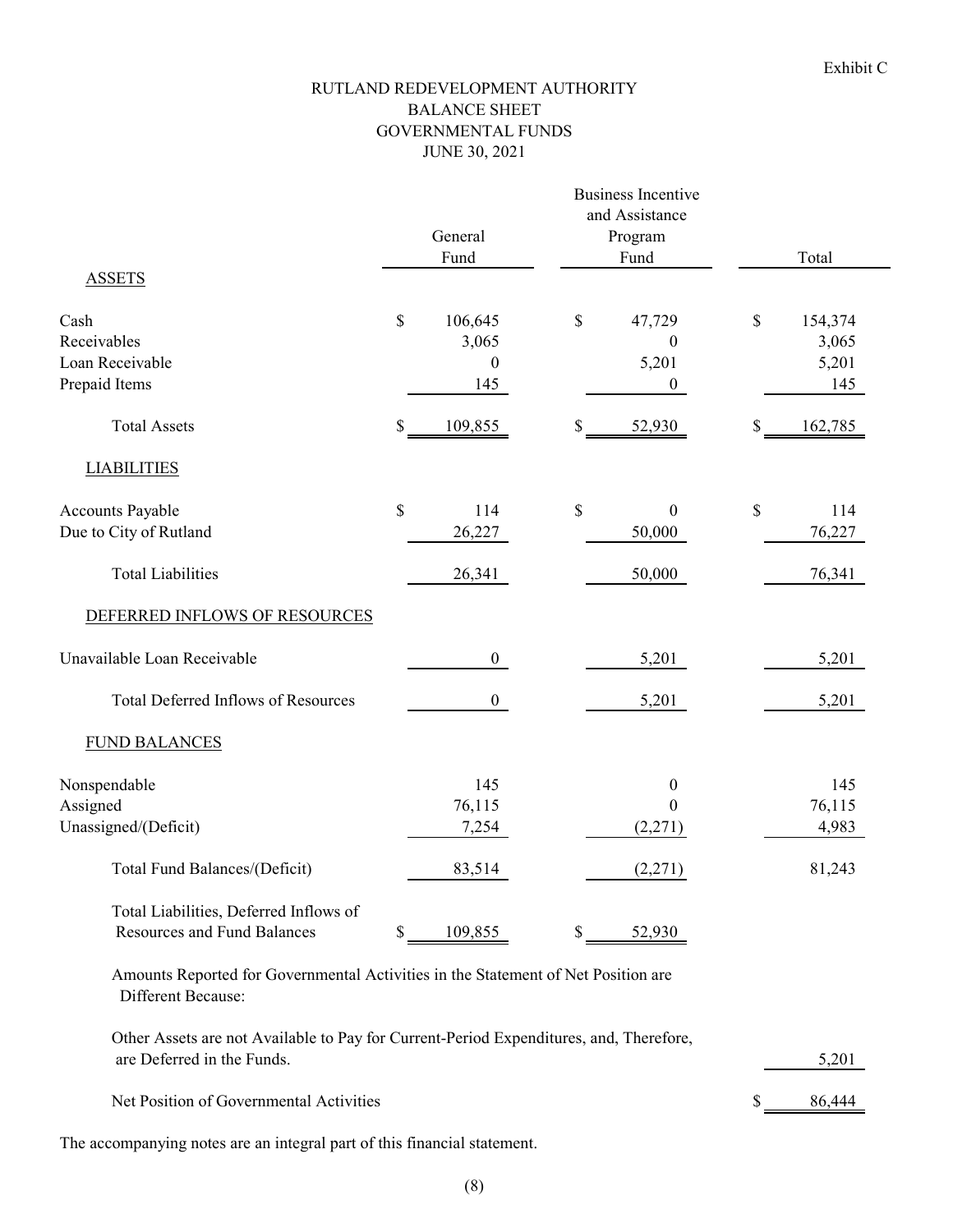Exhibit C

# RUTLAND REDEVELOPMENT AUTHORITY
## BALANCE SHEET
## GOVERNMENTAL FUNDS
## JUNE 30, 2021

| | General Fund | Business Incentive and Assistance Program Fund | Total |
|---|---|---|---|
| **ASSETS** | | | |
| Cash | $ 106,645 | $ 47,729 | $ 154,374 |
| Receivables | 3,065 | 0 | 3,065 |
| Loan Receivable | 0 | 5,201 | 5,201 |
| Prepaid Items | 145 | 0 | 145 |
| Total Assets | $ 109,855 | $ 52,930 | $ 162,785 |
| **LIABILITIES** | | | |
| Accounts Payable | $ 114 | $ 0 | $ 114 |
| Due to City of Rutland | 26,227 | 50,000 | 76,227 |
| Total Liabilities | 26,341 | 50,000 | 76,341 |
| **DEFERRED INFLOWS OF RESOURCES** | | | |
| Unavailable Loan Receivable | 0 | 5,201 | 5,201 |
| Total Deferred Inflows of Resources | 0 | 5,201 | 5,201 |
| **FUND BALANCES** | | | |
| Nonspendable | 145 | 0 | 145 |
| Assigned | 76,115 | 0 | 76,115 |
| Unassigned/(Deficit) | 7,254 | (2,271) | 4,983 |
| Total Fund Balances/(Deficit) | 83,514 | (2,271) | 81,243 |
| Total Liabilities, Deferred Inflows of Resources and Fund Balances | $ 109,855 | $ 52,930 | |
| Amounts Reported for Governmental Activities in the Statement of Net Position are Different Because: | | | |
| Other Assets are not Available to Pay for Current-Period Expenditures, and, Therefore, are Deferred in the Funds. | | | 5,201 |
| Net Position of Governmental Activities | | | $ 86,444 |

The accompanying notes are an integral part of this financial statement.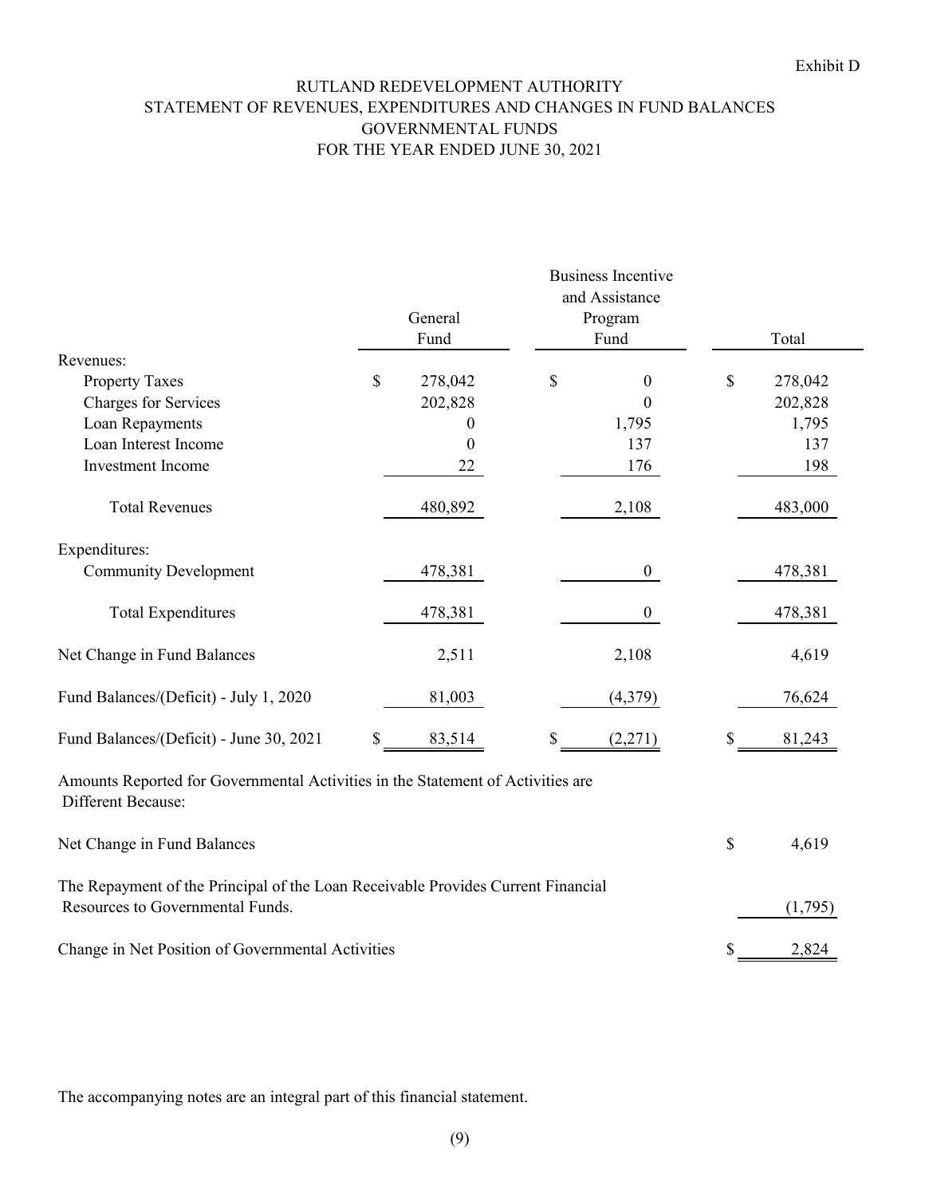Exhibit D

# RUTLAND REDEVELOPMENT AUTHORITY
## STATEMENT OF REVENUES, EXPENDITURES AND CHANGES IN FUND BALANCES
## GOVERNMENTAL FUNDS
## FOR THE YEAR ENDED JUNE 30, 2021

| | General Fund | Business Incentive and Assistance Program Fund | Total |
|---|---|---|---|
| Revenues: | | | |
| Property Taxes | $ 278,042 | $ 0 | $ 278,042 |
| Charges for Services | 202,828 | 0 | 202,828 |
| Loan Repayments | 0 | 1,795 | 1,795 |
| Loan Interest Income | 0 | 137 | 137 |
| Investment Income | 22 | 176 | 198 |
| Total Revenues | 480,892 | 2,108 | 483,000 |
| Expenditures: | | | |
| Community Development | 478,381 | 0 | 478,381 |
| Total Expenditures | 478,381 | 0 | 478,381 |
| Net Change in Fund Balances | 2,511 | 2,108 | 4,619 |
| Fund Balances/(Deficit) - July 1, 2020 | 81,003 | (4,379) | 76,624 |
| Fund Balances/(Deficit) - June 30, 2021 | $ 83,514 | $ (2,271) | $ 81,243 |

Amounts Reported for Governmental Activities in the Statement of Activities are Different Because:

| | |
|---|---|
| Net Change in Fund Balances | $ 4,619 |
| The Repayment of the Principal of the Loan Receivable Provides Current Financial Resources to Governmental Funds. | (1,795) |
| Change in Net Position of Governmental Activities | $ 2,824 |

The accompanying notes are an integral part of this financial statement.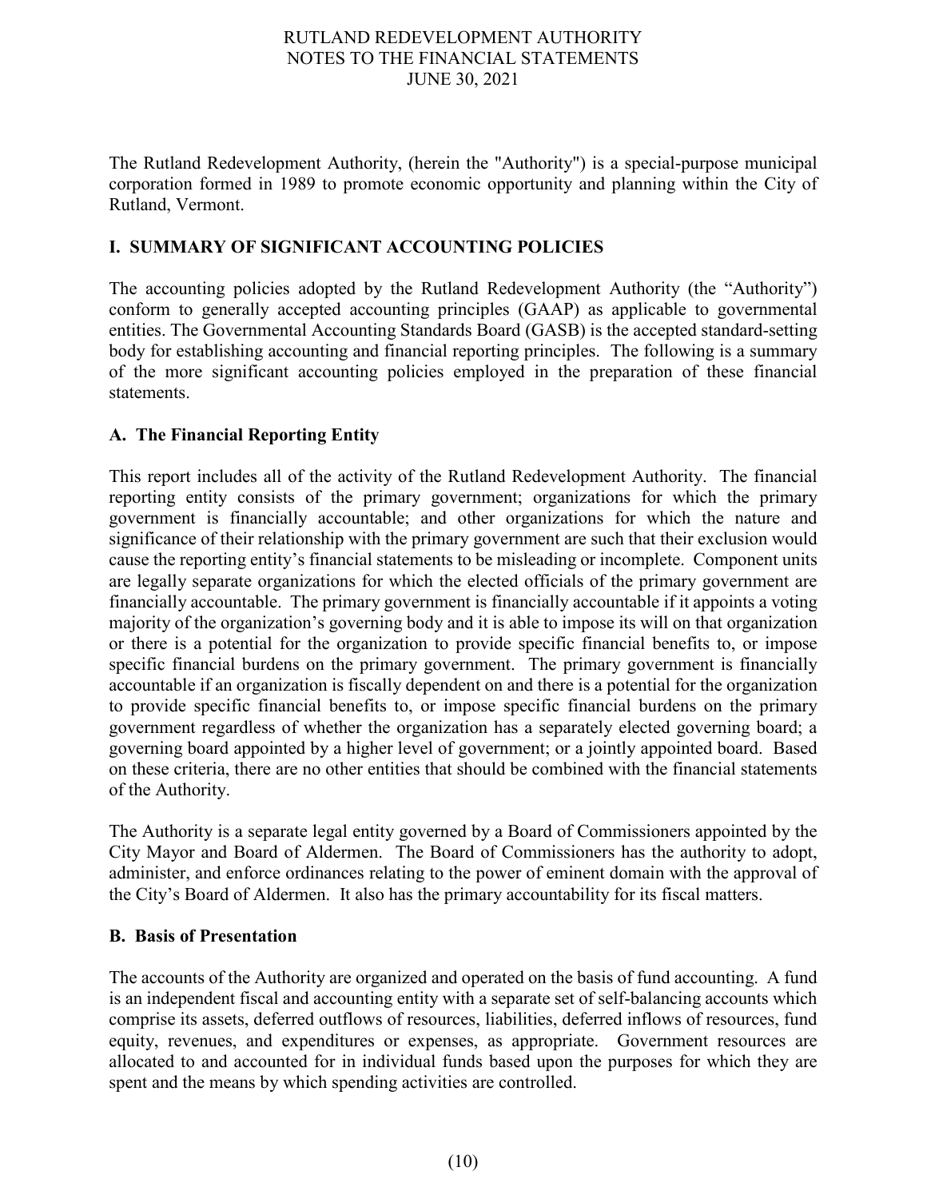The Rutland Redevelopment Authority, (herein the "Authority") is a special-purpose municipal corporation formed in 1989 to promote economic opportunity and planning within the City of Rutland, Vermont.

## I. SUMMARY OF SIGNIFICANT ACCOUNTING POLICIES

The accounting policies adopted by the Rutland Redevelopment Authority (the "Authority") conform to generally accepted accounting principles (GAAP) as applicable to governmental entities. The Governmental Accounting Standards Board (GASB) is the accepted standard-setting body for establishing accounting and financial reporting principles. The following is a summary of the more significant accounting policies employed in the preparation of these financial statements.

### A. The Financial Reporting Entity

This report includes all of the activity of the Rutland Redevelopment Authority. The financial reporting entity consists of the primary government; organizations for which the primary government is financially accountable; and other organizations for which the nature and significance of their relationship with the primary government are such that their exclusion would cause the reporting entity's financial statements to be misleading or incomplete. Component units are legally separate organizations for which the elected officials of the primary government are financially accountable. The primary government is financially accountable if it appoints a voting majority of the organization's governing body and it is able to impose its will on that organization or there is a potential for the organization to provide specific financial benefits to, or impose specific financial burdens on the primary government. The primary government is financially accountable if an organization is fiscally dependent on and there is a potential for the organization to provide specific financial benefits to, or impose specific financial burdens on the primary government regardless of whether the organization has a separately elected governing board; a governing board appointed by a higher level of government; or a jointly appointed board. Based on these criteria, there are no other entities that should be combined with the financial statements of the Authority.

The Authority is a separate legal entity governed by a Board of Commissioners appointed by the City Mayor and Board of Aldermen. The Board of Commissioners has the authority to adopt, administer, and enforce ordinances relating to the power of eminent domain with the approval of the City's Board of Aldermen. It also has the primary accountability for its fiscal matters.

### B. Basis of Presentation

The accounts of the Authority are organized and operated on the basis of fund accounting. A fund is an independent fiscal and accounting entity with a separate set of self-balancing accounts which comprise its assets, deferred outflows of resources, liabilities, deferred inflows of resources, fund equity, revenues, and expenditures or expenses, as appropriate. Government resources are allocated to and accounted for in individual funds based upon the purposes for which they are spent and the means by which spending activities are controlled.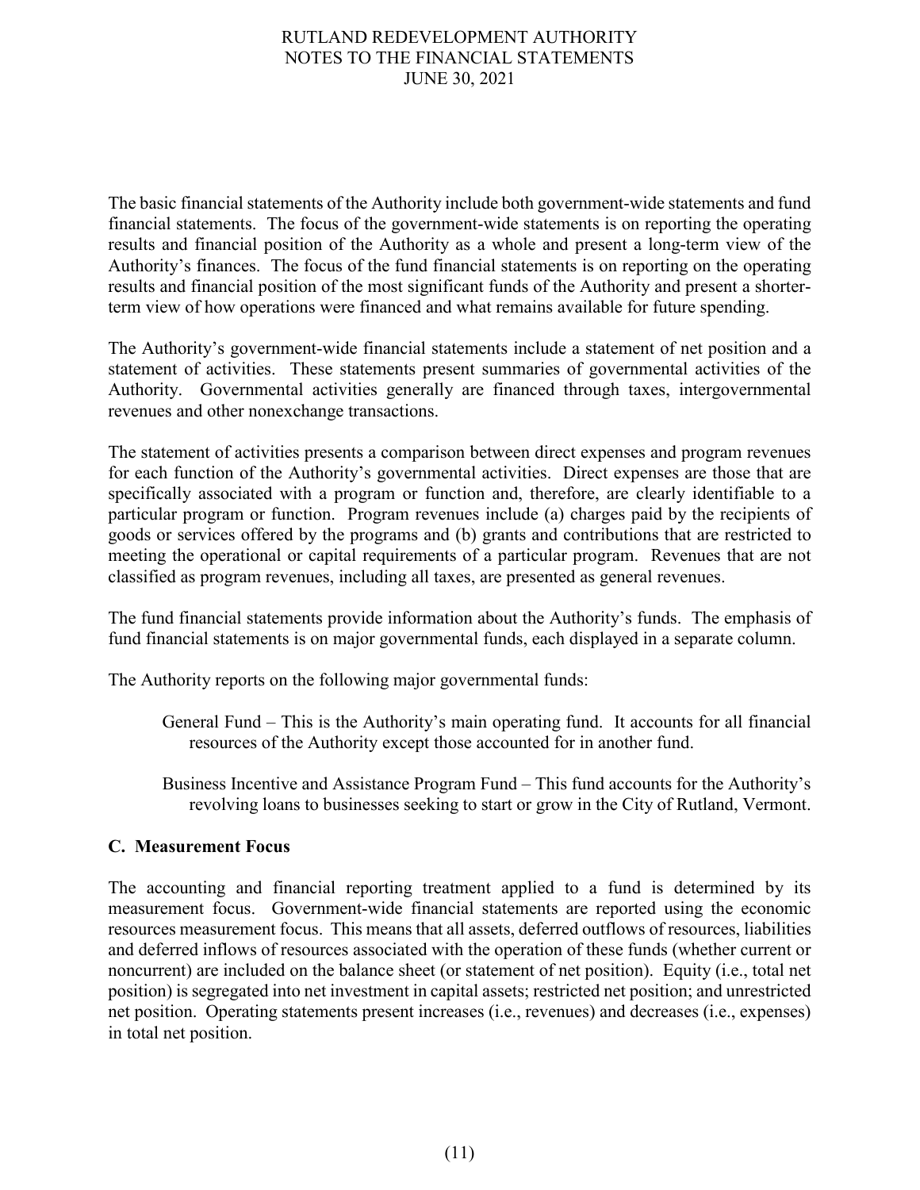The basic financial statements of the Authority include both government-wide statements and fund financial statements. The focus of the government-wide statements is on reporting the operating results and financial position of the Authority as a whole and present a long-term view of the Authority's finances. The focus of the fund financial statements is on reporting on the operating results and financial position of the most significant funds of the Authority and present a shorter-term view of how operations were financed and what remains available for future spending.

The Authority's government-wide financial statements include a statement of net position and a statement of activities. These statements present summaries of governmental activities of the Authority. Governmental activities generally are financed through taxes, intergovernmental revenues and other nonexchange transactions.

The statement of activities presents a comparison between direct expenses and program revenues for each function of the Authority's governmental activities. Direct expenses are those that are specifically associated with a program or function and, therefore, are clearly identifiable to a particular program or function. Program revenues include (a) charges paid by the recipients of goods or services offered by the programs and (b) grants and contributions that are restricted to meeting the operational or capital requirements of a particular program. Revenues that are not classified as program revenues, including all taxes, are presented as general revenues.

The fund financial statements provide information about the Authority's funds. The emphasis of fund financial statements is on major governmental funds, each displayed in a separate column.

The Authority reports on the following major governmental funds:

General Fund – This is the Authority's main operating fund. It accounts for all financial resources of the Authority except those accounted for in another fund.

Business Incentive and Assistance Program Fund – This fund accounts for the Authority's revolving loans to businesses seeking to start or grow in the City of Rutland, Vermont.

### C. Measurement Focus

The accounting and financial reporting treatment applied to a fund is determined by its measurement focus. Government-wide financial statements are reported using the economic resources measurement focus. This means that all assets, deferred outflows of resources, liabilities and deferred inflows of resources associated with the operation of these funds (whether current or noncurrent) are included on the balance sheet (or statement of net position). Equity (i.e., total net position) is segregated into net investment in capital assets; restricted net position; and unrestricted net position. Operating statements present increases (i.e., revenues) and decreases (i.e., expenses) in total net position.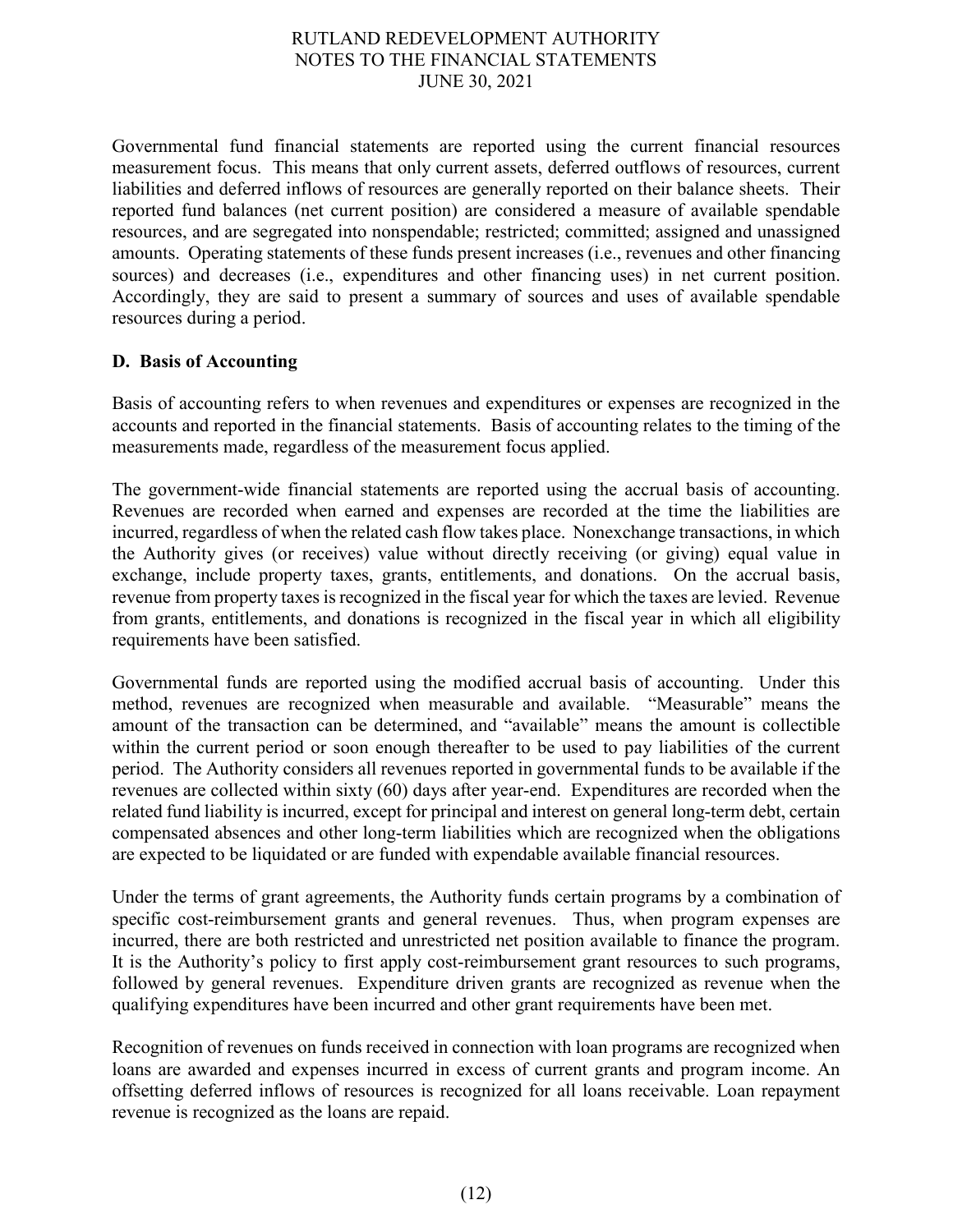Governmental fund financial statements are reported using the current financial resources measurement focus. This means that only current assets, deferred outflows of resources, current liabilities and deferred inflows of resources are generally reported on their balance sheets. Their reported fund balances (net current position) are considered a measure of available spendable resources, and are segregated into nonspendable; restricted; committed; assigned and unassigned amounts. Operating statements of these funds present increases (i.e., revenues and other financing sources) and decreases (i.e., expenditures and other financing uses) in net current position. Accordingly, they are said to present a summary of sources and uses of available spendable resources during a period.

**D. Basis of Accounting**

Basis of accounting refers to when revenues and expenditures or expenses are recognized in the accounts and reported in the financial statements. Basis of accounting relates to the timing of the measurements made, regardless of the measurement focus applied.

The government-wide financial statements are reported using the accrual basis of accounting. Revenues are recorded when earned and expenses are recorded at the time the liabilities are incurred, regardless of when the related cash flow takes place. Nonexchange transactions, in which the Authority gives (or receives) value without directly receiving (or giving) equal value in exchange, include property taxes, grants, entitlements, and donations. On the accrual basis, revenue from property taxes is recognized in the fiscal year for which the taxes are levied. Revenue from grants, entitlements, and donations is recognized in the fiscal year in which all eligibility requirements have been satisfied.

Governmental funds are reported using the modified accrual basis of accounting. Under this method, revenues are recognized when measurable and available. "Measurable" means the amount of the transaction can be determined, and "available" means the amount is collectible within the current period or soon enough thereafter to be used to pay liabilities of the current period. The Authority considers all revenues reported in governmental funds to be available if the revenues are collected within sixty (60) days after year-end. Expenditures are recorded when the related fund liability is incurred, except for principal and interest on general long-term debt, certain compensated absences and other long-term liabilities which are recognized when the obligations are expected to be liquidated or are funded with expendable available financial resources.

Under the terms of grant agreements, the Authority funds certain programs by a combination of specific cost-reimbursement grants and general revenues. Thus, when program expenses are incurred, there are both restricted and unrestricted net position available to finance the program. It is the Authority's policy to first apply cost-reimbursement grant resources to such programs, followed by general revenues. Expenditure driven grants are recognized as revenue when the qualifying expenditures have been incurred and other grant requirements have been met.

Recognition of revenues on funds received in connection with loan programs are recognized when loans are awarded and expenses incurred in excess of current grants and program income. An offsetting deferred inflows of resources is recognized for all loans receivable. Loan repayment revenue is recognized as the loans are repaid.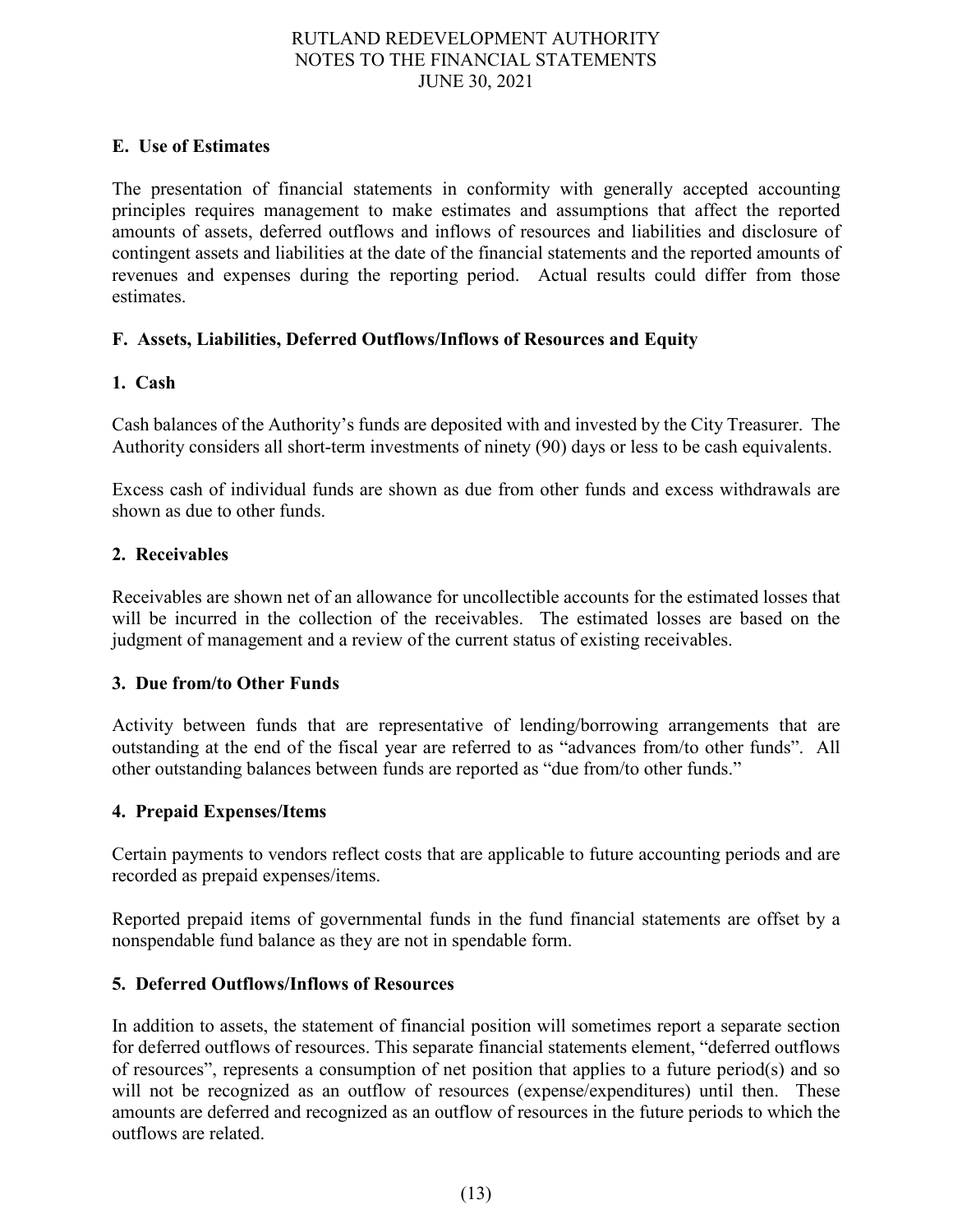### E. Use of Estimates

The presentation of financial statements in conformity with generally accepted accounting principles requires management to make estimates and assumptions that affect the reported amounts of assets, deferred outflows and inflows of resources and liabilities and disclosure of contingent assets and liabilities at the date of the financial statements and the reported amounts of revenues and expenses during the reporting period. Actual results could differ from those estimates.

### F. Assets, Liabilities, Deferred Outflows/Inflows of Resources and Equity

#### 1. Cash

Cash balances of the Authority's funds are deposited with and invested by the City Treasurer. The Authority considers all short-term investments of ninety (90) days or less to be cash equivalents.

Excess cash of individual funds are shown as due from other funds and excess withdrawals are shown as due to other funds.

#### 2. Receivables

Receivables are shown net of an allowance for uncollectible accounts for the estimated losses that will be incurred in the collection of the receivables. The estimated losses are based on the judgment of management and a review of the current status of existing receivables.

#### 3. Due from/to Other Funds

Activity between funds that are representative of lending/borrowing arrangements that are outstanding at the end of the fiscal year are referred to as "advances from/to other funds". All other outstanding balances between funds are reported as "due from/to other funds."

#### 4. Prepaid Expenses/Items

Certain payments to vendors reflect costs that are applicable to future accounting periods and are recorded as prepaid expenses/items.

Reported prepaid items of governmental funds in the fund financial statements are offset by a nonspendable fund balance as they are not in spendable form.

#### 5. Deferred Outflows/Inflows of Resources

In addition to assets, the statement of financial position will sometimes report a separate section for deferred outflows of resources. This separate financial statements element, "deferred outflows of resources", represents a consumption of net position that applies to a future period(s) and so will not be recognized as an outflow of resources (expense/expenditures) until then. These amounts are deferred and recognized as an outflow of resources in the future periods to which the outflows are related.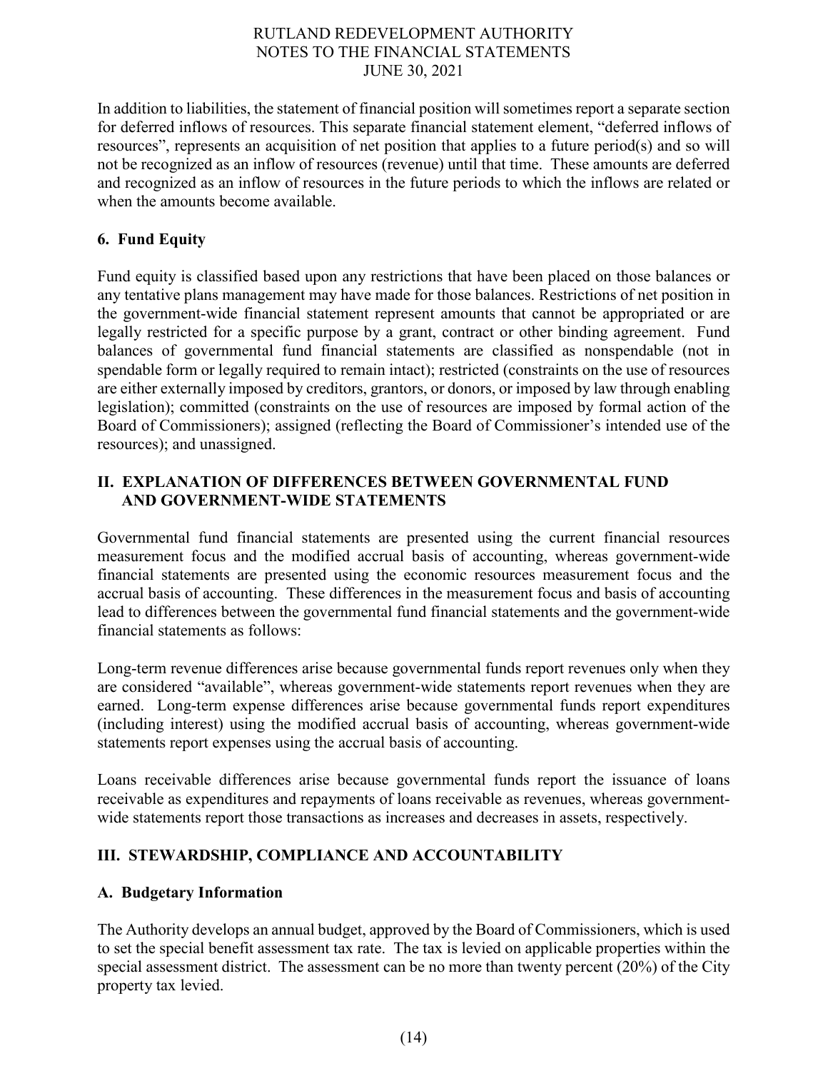In addition to liabilities, the statement of financial position will sometimes report a separate section for deferred inflows of resources. This separate financial statement element, "deferred inflows of resources", represents an acquisition of net position that applies to a future period(s) and so will not be recognized as an inflow of resources (revenue) until that time. These amounts are deferred and recognized as an inflow of resources in the future periods to which the inflows are related or when the amounts become available.

### 6. Fund Equity

Fund equity is classified based upon any restrictions that have been placed on those balances or any tentative plans management may have made for those balances. Restrictions of net position in the government-wide financial statement represent amounts that cannot be appropriated or are legally restricted for a specific purpose by a grant, contract or other binding agreement. Fund balances of governmental fund financial statements are classified as nonspendable (not in spendable form or legally required to remain intact); restricted (constraints on the use of resources are either externally imposed by creditors, grantors, or donors, or imposed by law through enabling legislation); committed (constraints on the use of resources are imposed by formal action of the Board of Commissioners); assigned (reflecting the Board of Commissioner's intended use of the resources); and unassigned.

## II. EXPLANATION OF DIFFERENCES BETWEEN GOVERNMENTAL FUND AND GOVERNMENT-WIDE STATEMENTS

Governmental fund financial statements are presented using the current financial resources measurement focus and the modified accrual basis of accounting, whereas government-wide financial statements are presented using the economic resources measurement focus and the accrual basis of accounting. These differences in the measurement focus and basis of accounting lead to differences between the governmental fund financial statements and the government-wide financial statements as follows:

Long-term revenue differences arise because governmental funds report revenues only when they are considered "available", whereas government-wide statements report revenues when they are earned. Long-term expense differences arise because governmental funds report expenditures (including interest) using the modified accrual basis of accounting, whereas government-wide statements report expenses using the accrual basis of accounting.

Loans receivable differences arise because governmental funds report the issuance of loans receivable as expenditures and repayments of loans receivable as revenues, whereas government-wide statements report those transactions as increases and decreases in assets, respectively.

## III. STEWARDSHIP, COMPLIANCE AND ACCOUNTABILITY

### A. Budgetary Information

The Authority develops an annual budget, approved by the Board of Commissioners, which is used to set the special benefit assessment tax rate. The tax is levied on applicable properties within the special assessment district. The assessment can be no more than twenty percent (20%) of the City property tax levied.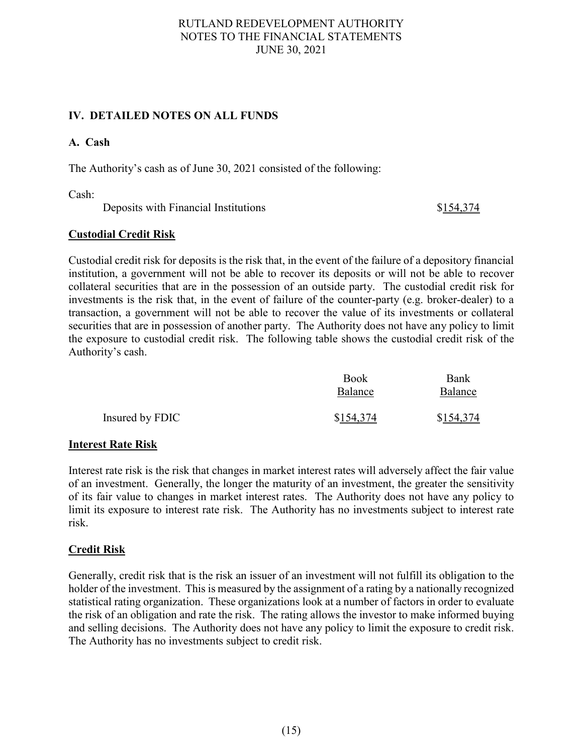## IV. DETAILED NOTES ON ALL FUNDS

### A. Cash

The Authority's cash as of June 30, 2021 consisted of the following:

| Cash: | |
|---|---|
| Deposits with Financial Institutions | $154,374 |

**Custodial Credit Risk**

Custodial credit risk for deposits is the risk that, in the event of the failure of a depository financial institution, a government will not be able to recover its deposits or will not be able to recover collateral securities that are in the possession of an outside party. The custodial credit risk for investments is the risk that, in the event of failure of the counter-party (e.g. broker-dealer) to a transaction, a government will not be able to recover the value of its investments or collateral securities that are in possession of another party. The Authority does not have any policy to limit the exposure to custodial credit risk. The following table shows the custodial credit risk of the Authority's cash.

| | Book Balance | Bank Balance |
|---|---|---|
| Insured by FDIC | $154,374 | $154,374 |

**Interest Rate Risk**

Interest rate risk is the risk that changes in market interest rates will adversely affect the fair value of an investment. Generally, the longer the maturity of an investment, the greater the sensitivity of its fair value to changes in market interest rates. The Authority does not have any policy to limit its exposure to interest rate risk. The Authority has no investments subject to interest rate risk.

**Credit Risk**

Generally, credit risk that is the risk an issuer of an investment will not fulfill its obligation to the holder of the investment. This is measured by the assignment of a rating by a nationally recognized statistical rating organization. These organizations look at a number of factors in order to evaluate the risk of an obligation and rate the risk. The rating allows the investor to make informed buying and selling decisions. The Authority does not have any policy to limit the exposure to credit risk. The Authority has no investments subject to credit risk.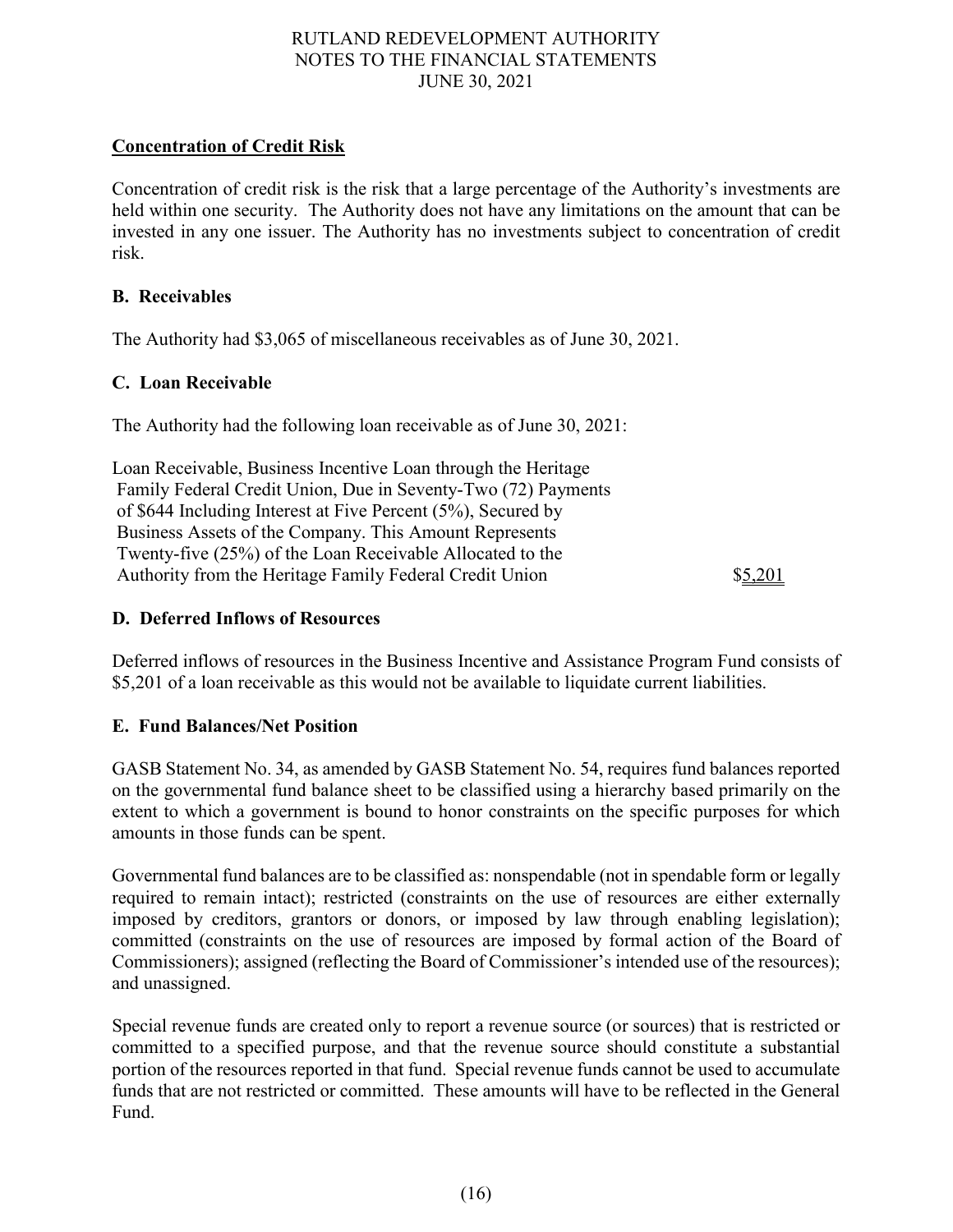## Concentration of Credit Risk

Concentration of credit risk is the risk that a large percentage of the Authority's investments are held within one security. The Authority does not have any limitations on the amount that can be invested in any one issuer. The Authority has no investments subject to concentration of credit risk.

## B. Receivables

The Authority had $3,065 of miscellaneous receivables as of June 30, 2021.

## C. Loan Receivable

The Authority had the following loan receivable as of June 30, 2021:

| | |
|---|---|
| Loan Receivable, Business Incentive Loan through the Heritage Family Federal Credit Union, Due in Seventy-Two (72) Payments of $644 Including Interest at Five Percent (5%), Secured by Business Assets of the Company. This Amount Represents Twenty-five (25%) of the Loan Receivable Allocated to the Authority from the Heritage Family Federal Credit Union | $5,201 |

## D. Deferred Inflows of Resources

Deferred inflows of resources in the Business Incentive and Assistance Program Fund consists of $5,201 of a loan receivable as this would not be available to liquidate current liabilities.

## E. Fund Balances/Net Position

GASB Statement No. 34, as amended by GASB Statement No. 54, requires fund balances reported on the governmental fund balance sheet to be classified using a hierarchy based primarily on the extent to which a government is bound to honor constraints on the specific purposes for which amounts in those funds can be spent.

Governmental fund balances are to be classified as: nonspendable (not in spendable form or legally required to remain intact); restricted (constraints on the use of resources are either externally imposed by creditors, grantors or donors, or imposed by law through enabling legislation); committed (constraints on the use of resources are imposed by formal action of the Board of Commissioners); assigned (reflecting the Board of Commissioner's intended use of the resources); and unassigned.

Special revenue funds are created only to report a revenue source (or sources) that is restricted or committed to a specified purpose, and that the revenue source should constitute a substantial portion of the resources reported in that fund. Special revenue funds cannot be used to accumulate funds that are not restricted or committed. These amounts will have to be reflected in the General Fund.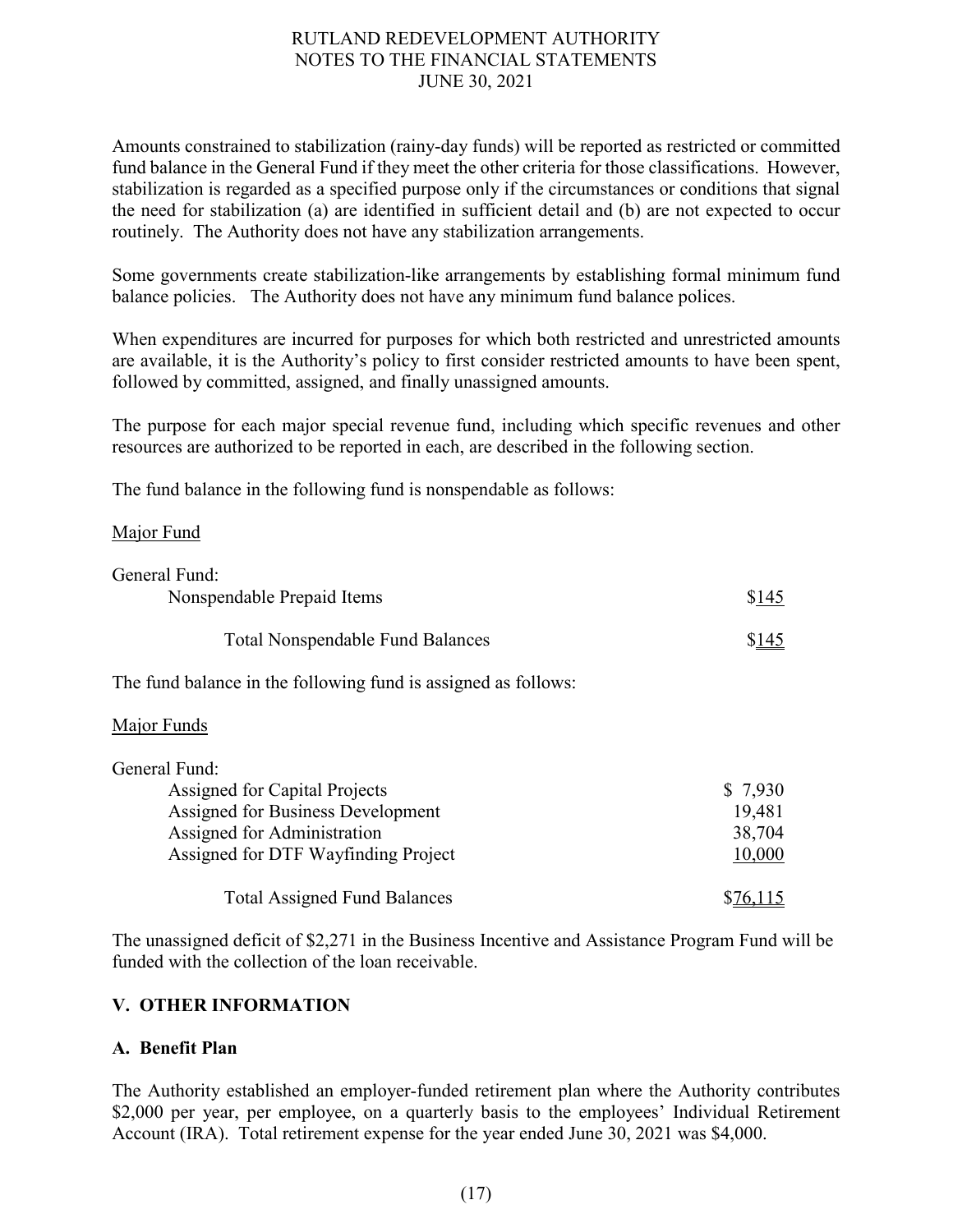Amounts constrained to stabilization (rainy-day funds) will be reported as restricted or committed fund balance in the General Fund if they meet the other criteria for those classifications. However, stabilization is regarded as a specified purpose only if the circumstances or conditions that signal the need for stabilization (a) are identified in sufficient detail and (b) are not expected to occur routinely. The Authority does not have any stabilization arrangements.

Some governments create stabilization-like arrangements by establishing formal minimum fund balance policies. The Authority does not have any minimum fund balance polices.

When expenditures are incurred for purposes for which both restricted and unrestricted amounts are available, it is the Authority's policy to first consider restricted amounts to have been spent, followed by committed, assigned, and finally unassigned amounts.

The purpose for each major special revenue fund, including which specific revenues and other resources are authorized to be reported in each, are described in the following section.

The fund balance in the following fund is nonspendable as follows:

Major Fund

| | |
|---|---|
| General Fund: | |
| Nonspendable Prepaid Items | $145 |
| Total Nonspendable Fund Balances | $145 |

The fund balance in the following fund is assigned as follows:

Major Funds

| | |
|---|---|
| General Fund: | |
| Assigned for Capital Projects | $ 7,930 |
| Assigned for Business Development | 19,481 |
| Assigned for Administration | 38,704 |
| Assigned for DTF Wayfinding Project | 10,000 |
| Total Assigned Fund Balances | $76,115 |

The unassigned deficit of $2,271 in the Business Incentive and Assistance Program Fund will be funded with the collection of the loan receivable.

## V. OTHER INFORMATION

### A. Benefit Plan

The Authority established an employer-funded retirement plan where the Authority contributes $2,000 per year, per employee, on a quarterly basis to the employees' Individual Retirement Account (IRA). Total retirement expense for the year ended June 30, 2021 was $4,000.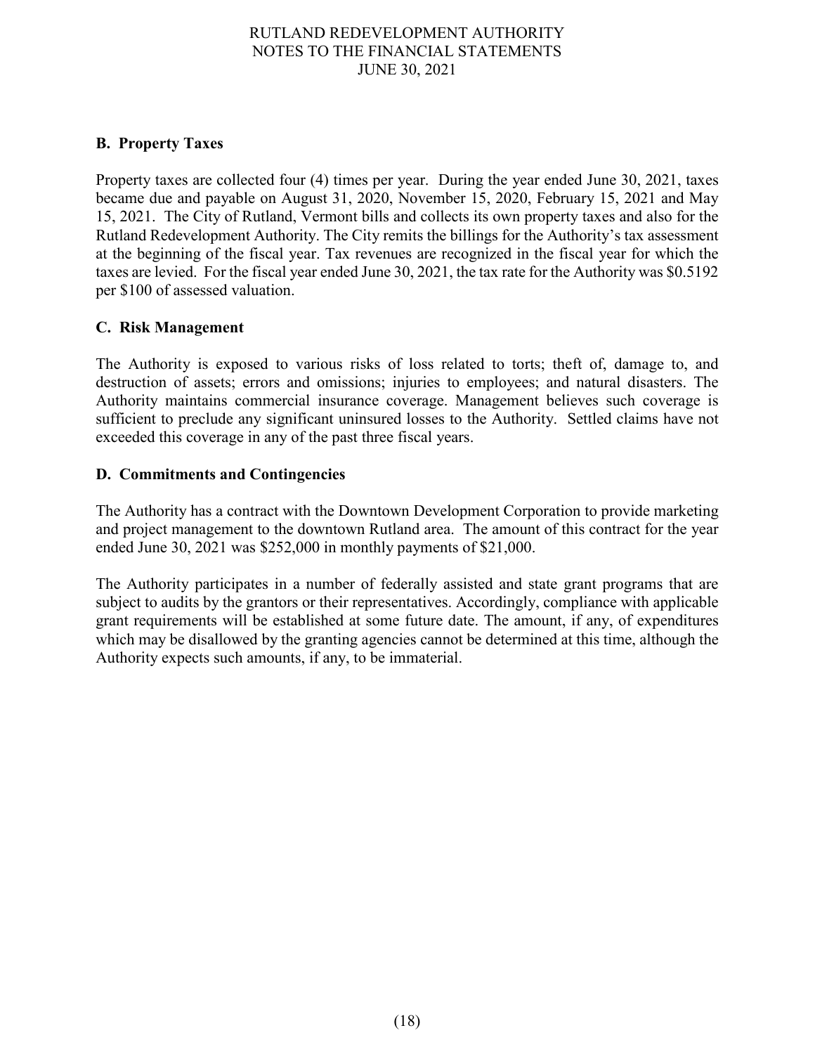## B. Property Taxes

Property taxes are collected four (4) times per year. During the year ended June 30, 2021, taxes became due and payable on August 31, 2020, November 15, 2020, February 15, 2021 and May 15, 2021. The City of Rutland, Vermont bills and collects its own property taxes and also for the Rutland Redevelopment Authority. The City remits the billings for the Authority's tax assessment at the beginning of the fiscal year. Tax revenues are recognized in the fiscal year for which the taxes are levied. For the fiscal year ended June 30, 2021, the tax rate for the Authority was $0.5192 per $100 of assessed valuation.

## C. Risk Management

The Authority is exposed to various risks of loss related to torts; theft of, damage to, and destruction of assets; errors and omissions; injuries to employees; and natural disasters. The Authority maintains commercial insurance coverage. Management believes such coverage is sufficient to preclude any significant uninsured losses to the Authority. Settled claims have not exceeded this coverage in any of the past three fiscal years.

## D. Commitments and Contingencies

The Authority has a contract with the Downtown Development Corporation to provide marketing and project management to the downtown Rutland area. The amount of this contract for the year ended June 30, 2021 was $252,000 in monthly payments of $21,000.

The Authority participates in a number of federally assisted and state grant programs that are subject to audits by the grantors or their representatives. Accordingly, compliance with applicable grant requirements will be established at some future date. The amount, if any, of expenditures which may be disallowed by the granting agencies cannot be determined at this time, although the Authority expects such amounts, if any, to be immaterial.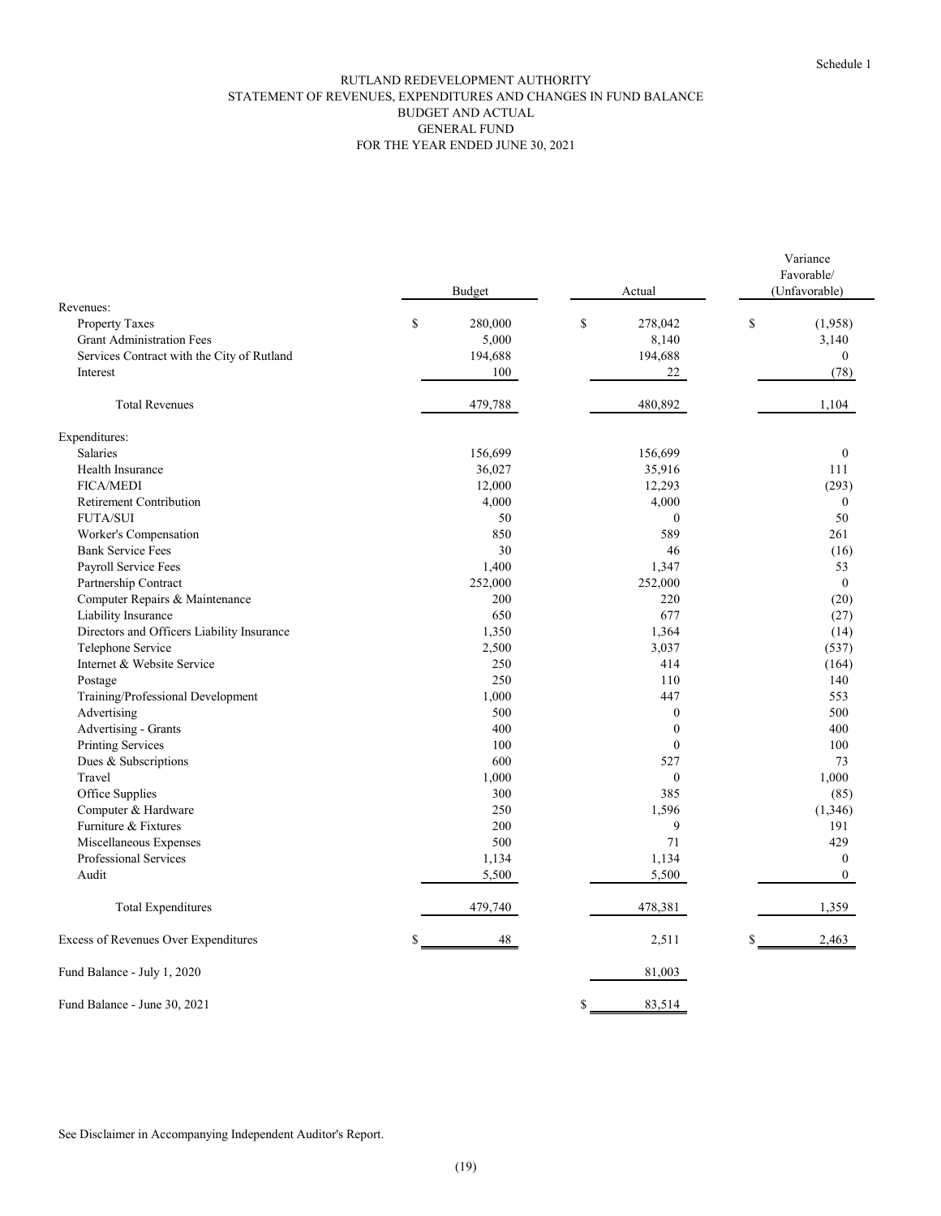Schedule 1

# RUTLAND REDEVELOPMENT AUTHORITY
## STATEMENT OF REVENUES, EXPENDITURES AND CHANGES IN FUND BALANCE
## BUDGET AND ACTUAL
## GENERAL FUND
## FOR THE YEAR ENDED JUNE 30, 2021

| | Budget | Actual | Variance Favorable/ (Unfavorable) |
|---|---|---|---|
| Revenues: | | | |
| Property Taxes | $ 280,000 | $ 278,042 | $ (1,958) |
| Grant Administration Fees | 5,000 | 8,140 | 3,140 |
| Services Contract with the City of Rutland | 194,688 | 194,688 | 0 |
| Interest | 100 | 22 | (78) |
| Total Revenues | 479,788 | 480,892 | 1,104 |
| Expenditures: | | | |
| Salaries | 156,699 | 156,699 | 0 |
| Health Insurance | 36,027 | 35,916 | 111 |
| FICA/MEDI | 12,000 | 12,293 | (293) |
| Retirement Contribution | 4,000 | 4,000 | 0 |
| FUTA/SUI | 50 | 0 | 50 |
| Worker's Compensation | 850 | 589 | 261 |
| Bank Service Fees | 30 | 46 | (16) |
| Payroll Service Fees | 1,400 | 1,347 | 53 |
| Partnership Contract | 252,000 | 252,000 | 0 |
| Computer Repairs & Maintenance | 200 | 220 | (20) |
| Liability Insurance | 650 | 677 | (27) |
| Directors and Officers Liability Insurance | 1,350 | 1,364 | (14) |
| Telephone Service | 2,500 | 3,037 | (537) |
| Internet & Website Service | 250 | 414 | (164) |
| Postage | 250 | 110 | 140 |
| Training/Professional Development | 1,000 | 447 | 553 |
| Advertising | 500 | 0 | 500 |
| Advertising - Grants | 400 | 0 | 400 |
| Printing Services | 100 | 0 | 100 |
| Dues & Subscriptions | 600 | 527 | 73 |
| Travel | 1,000 | 0 | 1,000 |
| Office Supplies | 300 | 385 | (85) |
| Computer & Hardware | 250 | 1,596 | (1,346) |
| Furniture & Fixtures | 200 | 9 | 191 |
| Miscellaneous Expenses | 500 | 71 | 429 |
| Professional Services | 1,134 | 1,134 | 0 |
| Audit | 5,500 | 5,500 | 0 |
| Total Expenditures | 479,740 | 478,381 | 1,359 |
| Excess of Revenues Over Expenditures | $ 48 | 2,511 | $ 2,463 |
| Fund Balance - July 1, 2020 | | 81,003 | |
| Fund Balance - June 30, 2021 | | $ 83,514 | |

See Disclaimer in Accompanying Independent Auditor's Report.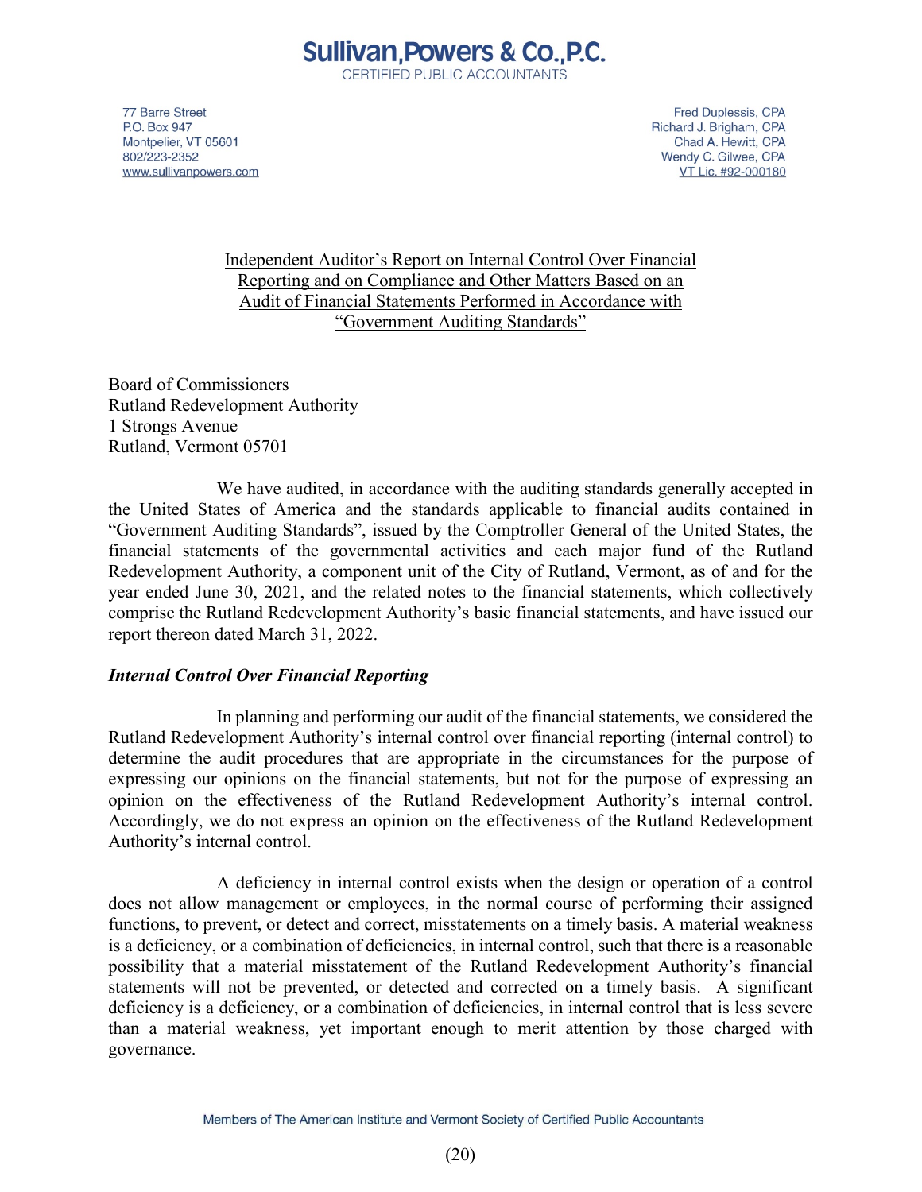# Sullivan, Powers & Co., P.C.

CERTIFIED PUBLIC ACCOUNTANTS

77 Barre Street
P.O. Box 947
Montpelier, VT 05601
802/223-2352
www.sullivanpowers.com

Fred Duplessis, CPA
Richard J. Brigham, CPA
Chad A. Hewitt, CPA
Wendy C. Gilwee, CPA
VT Lic. #92-000180

## Independent Auditor's Report on Internal Control Over Financial Reporting and on Compliance and Other Matters Based on an Audit of Financial Statements Performed in Accordance with "Government Auditing Standards"

Board of Commissioners
Rutland Redevelopment Authority
1 Strongs Avenue
Rutland, Vermont 05701

We have audited, in accordance with the auditing standards generally accepted in the United States of America and the standards applicable to financial audits contained in "Government Auditing Standards", issued by the Comptroller General of the United States, the financial statements of the governmental activities and each major fund of the Rutland Redevelopment Authority, a component unit of the City of Rutland, Vermont, as of and for the year ended June 30, 2021, and the related notes to the financial statements, which collectively comprise the Rutland Redevelopment Authority's basic financial statements, and have issued our report thereon dated March 31, 2022.

### *Internal Control Over Financial Reporting*

In planning and performing our audit of the financial statements, we considered the Rutland Redevelopment Authority's internal control over financial reporting (internal control) to determine the audit procedures that are appropriate in the circumstances for the purpose of expressing our opinions on the financial statements, but not for the purpose of expressing an opinion on the effectiveness of the Rutland Redevelopment Authority's internal control. Accordingly, we do not express an opinion on the effectiveness of the Rutland Redevelopment Authority's internal control.

A deficiency in internal control exists when the design or operation of a control does not allow management or employees, in the normal course of performing their assigned functions, to prevent, or detect and correct, misstatements on a timely basis. A material weakness is a deficiency, or a combination of deficiencies, in internal control, such that there is a reasonable possibility that a material misstatement of the Rutland Redevelopment Authority's financial statements will not be prevented, or detected and corrected on a timely basis. A significant deficiency is a deficiency, or a combination of deficiencies, in internal control that is less severe than a material weakness, yet important enough to merit attention by those charged with governance.

Members of The American Institute and Vermont Society of Certified Public Accountants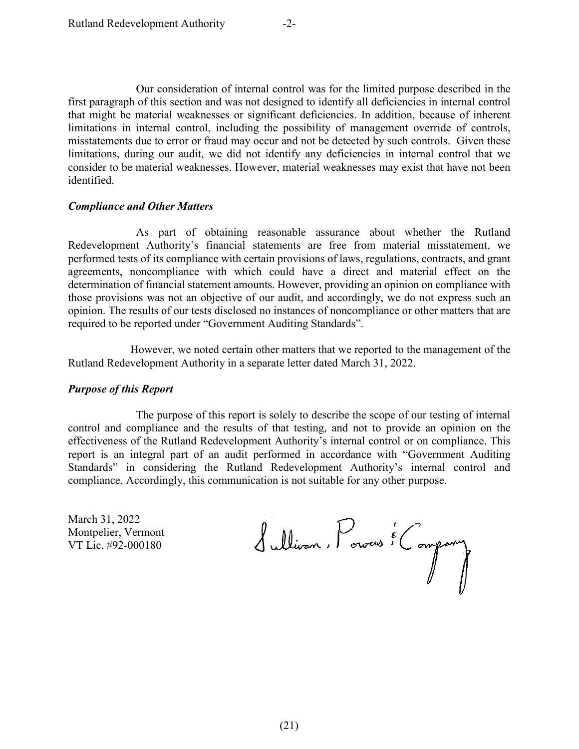Our consideration of internal control was for the limited purpose described in the first paragraph of this section and was not designed to identify all deficiencies in internal control that might be material weaknesses or significant deficiencies. In addition, because of inherent limitations in internal control, including the possibility of management override of controls, misstatements due to error or fraud may occur and not be detected by such controls. Given these limitations, during our audit, we did not identify any deficiencies in internal control that we consider to be material weaknesses. However, material weaknesses may exist that have not been identified.

### *Compliance and Other Matters*

As part of obtaining reasonable assurance about whether the Rutland Redevelopment Authority's financial statements are free from material misstatement, we performed tests of its compliance with certain provisions of laws, regulations, contracts, and grant agreements, noncompliance with which could have a direct and material effect on the determination of financial statement amounts. However, providing an opinion on compliance with those provisions was not an objective of our audit, and accordingly, we do not express such an opinion. The results of our tests disclosed no instances of noncompliance or other matters that are required to be reported under "Government Auditing Standards".

However, we noted certain other matters that we reported to the management of the Rutland Redevelopment Authority in a separate letter dated March 31, 2022.

### *Purpose of this Report*

The purpose of this report is solely to describe the scope of our testing of internal control and compliance and the results of that testing, and not to provide an opinion on the effectiveness of the Rutland Redevelopment Authority's internal control or on compliance. This report is an integral part of an audit performed in accordance with "Government Auditing Standards" in considering the Rutland Redevelopment Authority's internal control and compliance. Accordingly, this communication is not suitable for any other purpose.

March 31, 2022
Montpelier, Vermont
VT Lic. #92-000180

Sullivan, Powers & Company